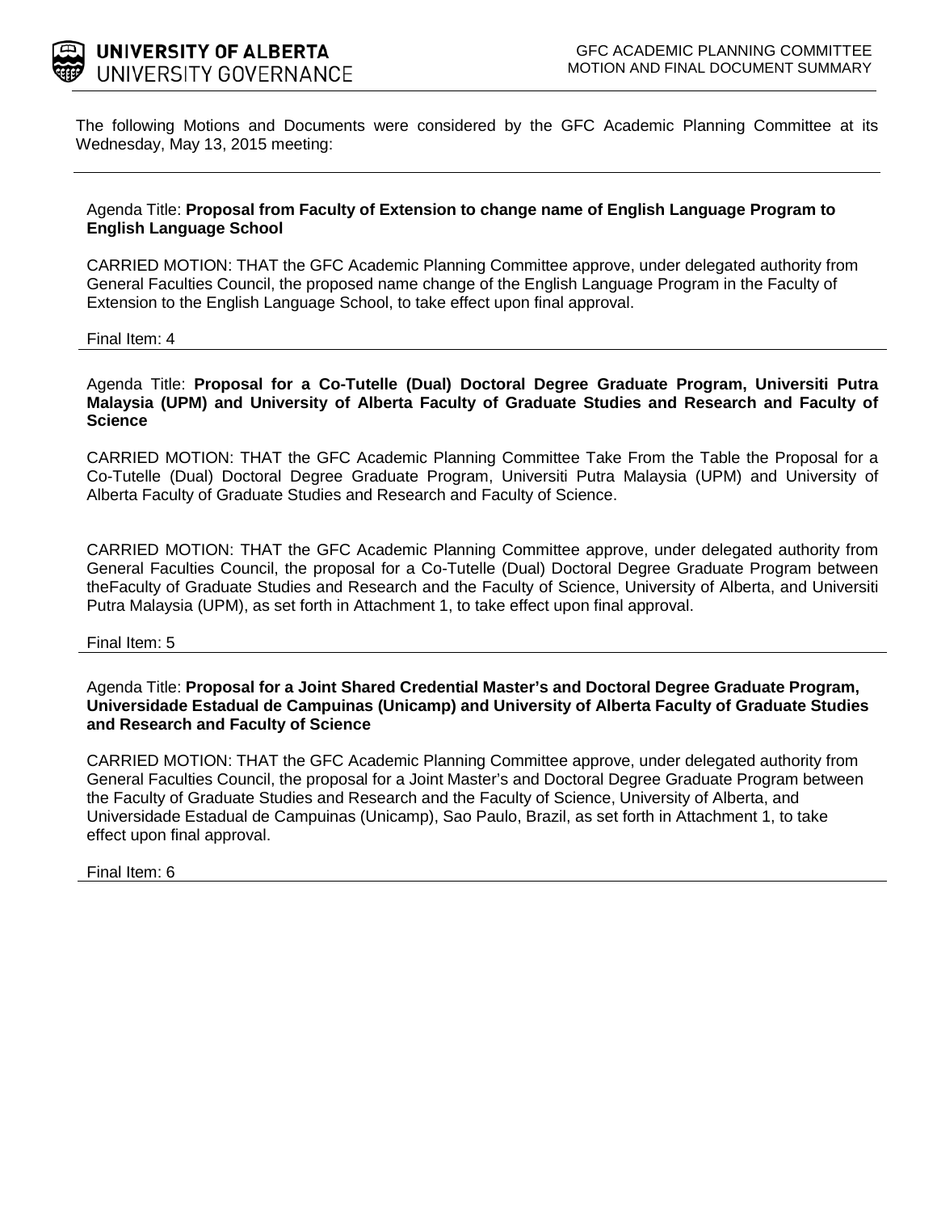UNIVERSITY OF ALBERTA
UNIVERSITY GOVERNANCE

GFC ACADEMIC PLANNING COMMITTEE
MOTION AND FINAL DOCUMENT SUMMARY

The following Motions and Documents were considered by the GFC Academic Planning Committee at its Wednesday, May 13, 2015 meeting:

---

Agenda Title: **Proposal from Faculty of Extension to change name of English Language Program to English Language School**

CARRIED MOTION: THAT the GFC Academic Planning Committee approve, under delegated authority from General Faculties Council, the proposed name change of the English Language Program in the Faculty of Extension to the English Language School, to take effect upon final approval.

Final Item: 4

---

Agenda Title: **Proposal for a Co-Tutelle (Dual) Doctoral Degree Graduate Program, Universiti Putra Malaysia (UPM) and University of Alberta Faculty of Graduate Studies and Research and Faculty of Science**

CARRIED MOTION: THAT the GFC Academic Planning Committee Take From the Table the Proposal for a Co-Tutelle (Dual) Doctoral Degree Graduate Program, Universiti Putra Malaysia (UPM) and University of Alberta Faculty of Graduate Studies and Research and Faculty of Science.

CARRIED MOTION: THAT the GFC Academic Planning Committee approve, under delegated authority from General Faculties Council, the proposal for a Co-Tutelle (Dual) Doctoral Degree Graduate Program between theFaculty of Graduate Studies and Research and the Faculty of Science, University of Alberta, and Universiti Putra Malaysia (UPM), as set forth in Attachment 1, to take effect upon final approval.

Final Item: 5

---

Agenda Title: **Proposal for a Joint Shared Credential Master's and Doctoral Degree Graduate Program, Universidade Estadual de Campuinas (Unicamp) and University of Alberta Faculty of Graduate Studies and Research and Faculty of Science**

CARRIED MOTION: THAT the GFC Academic Planning Committee approve, under delegated authority from General Faculties Council, the proposal for a Joint Master's and Doctoral Degree Graduate Program between the Faculty of Graduate Studies and Research and the Faculty of Science, University of Alberta, and Universidade Estadual de Campuinas (Unicamp), Sao Paulo, Brazil, as set forth in Attachment 1, to take effect upon final approval.

Final Item: 6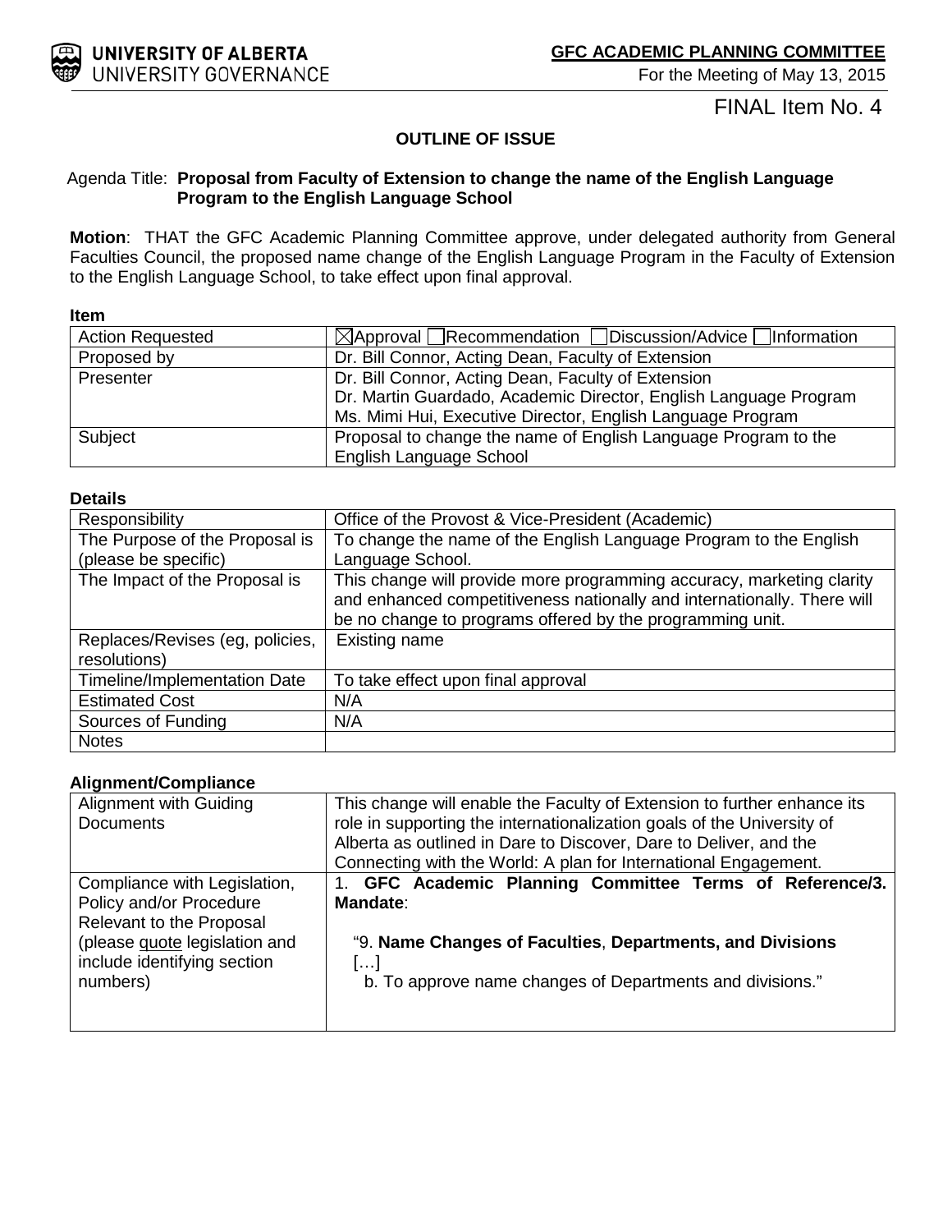UNIVERSITY OF ALBERTA
UNIVERSITY GOVERNANCE

**GFC ACADEMIC PLANNING COMMITTEE**
For the Meeting of May 13, 2015

FINAL Item No. 4

### OUTLINE OF ISSUE

Agenda Title: **Proposal from Faculty of Extension to change the name of the English Language Program to the English Language School**

**Motion**: THAT the GFC Academic Planning Committee approve, under delegated authority from General Faculties Council, the proposed name change of the English Language Program in the Faculty of Extension to the English Language School, to take effect upon final approval.

**Item**

| | |
|---|---|
| Action Requested | ☒Approval ☐Recommendation ☐Discussion/Advice ☐Information |
| Proposed by | Dr. Bill Connor, Acting Dean, Faculty of Extension |
| Presenter | Dr. Bill Connor, Acting Dean, Faculty of Extension<br>Dr. Martin Guardado, Academic Director, English Language Program<br>Ms. Mimi Hui, Executive Director, English Language Program |
| Subject | Proposal to change the name of English Language Program to the English Language School |

**Details**

| | |
|---|---|
| Responsibility | Office of the Provost & Vice-President (Academic) |
| The Purpose of the Proposal is (please be specific) | To change the name of the English Language Program to the English Language School. |
| The Impact of the Proposal is | This change will provide more programming accuracy, marketing clarity and enhanced competitiveness nationally and internationally. There will be no change to programs offered by the programming unit. |
| Replaces/Revises (eg, policies, resolutions) | Existing name |
| Timeline/Implementation Date | To take effect upon final approval |
| Estimated Cost | N/A |
| Sources of Funding | N/A |
| Notes | |

**Alignment/Compliance**

| | |
|---|---|
| Alignment with Guiding Documents | This change will enable the Faculty of Extension to further enhance its role in supporting the internationalization goals of the University of Alberta as outlined in Dare to Discover, Dare to Deliver, and the Connecting with the World: A plan for International Engagement. |
| Compliance with Legislation, Policy and/or Procedure Relevant to the Proposal (please quote legislation and include identifying section numbers) | 1. **GFC Academic Planning Committee Terms of Reference/3. Mandate**:<br><br>"9. **Name Changes of Faculties**, **Departments, and Divisions**<br>[…]<br>b. To approve name changes of Departments and divisions." |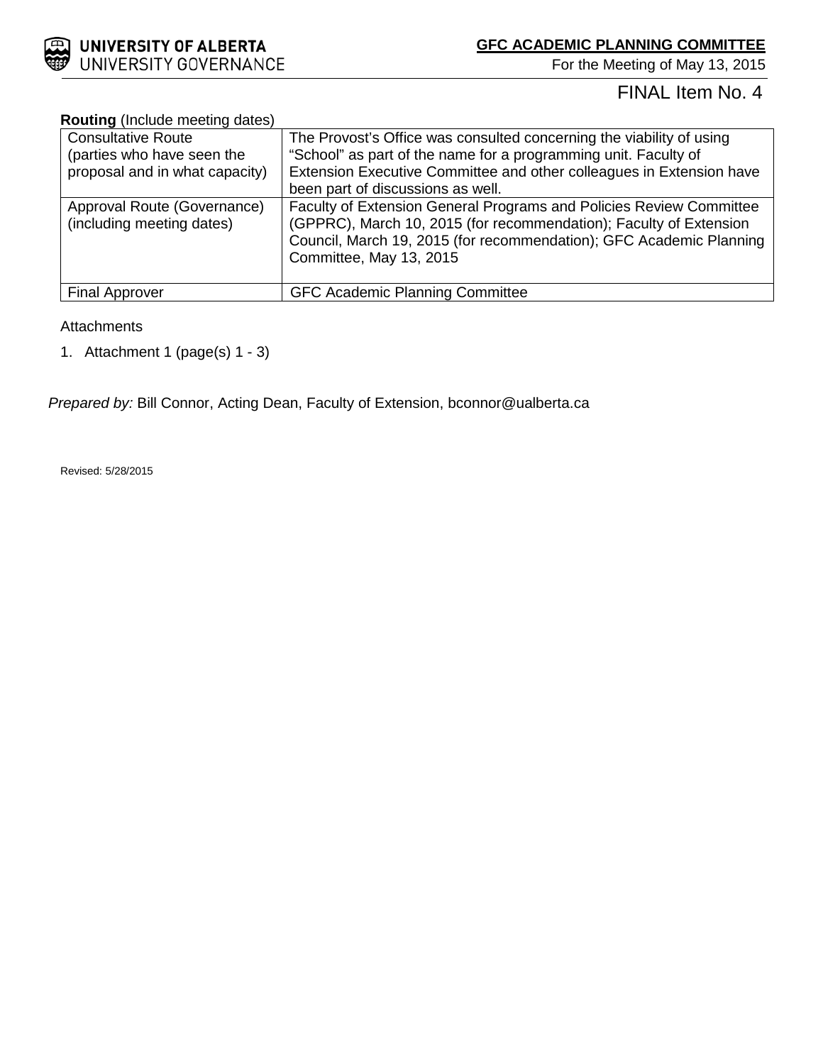FINAL Item No. 4

**Routing** (Include meeting dates)

| | |
|---|---|
| Consultative Route (parties who have seen the proposal and in what capacity) | The Provost's Office was consulted concerning the viability of using "School" as part of the name for a programming unit. Faculty of Extension Executive Committee and other colleagues in Extension have been part of discussions as well. |
| Approval Route (Governance) (including meeting dates) | Faculty of Extension General Programs and Policies Review Committee (GPPRC), March 10, 2015 (for recommendation); Faculty of Extension Council, March 19, 2015 (for recommendation); GFC Academic Planning Committee, May 13, 2015 |
| Final Approver | GFC Academic Planning Committee |

Attachments

1. Attachment 1 (page(s) 1 - 3)

*Prepared by:* Bill Connor, Acting Dean, Faculty of Extension, bconnor@ualberta.ca

Revised: 5/28/2015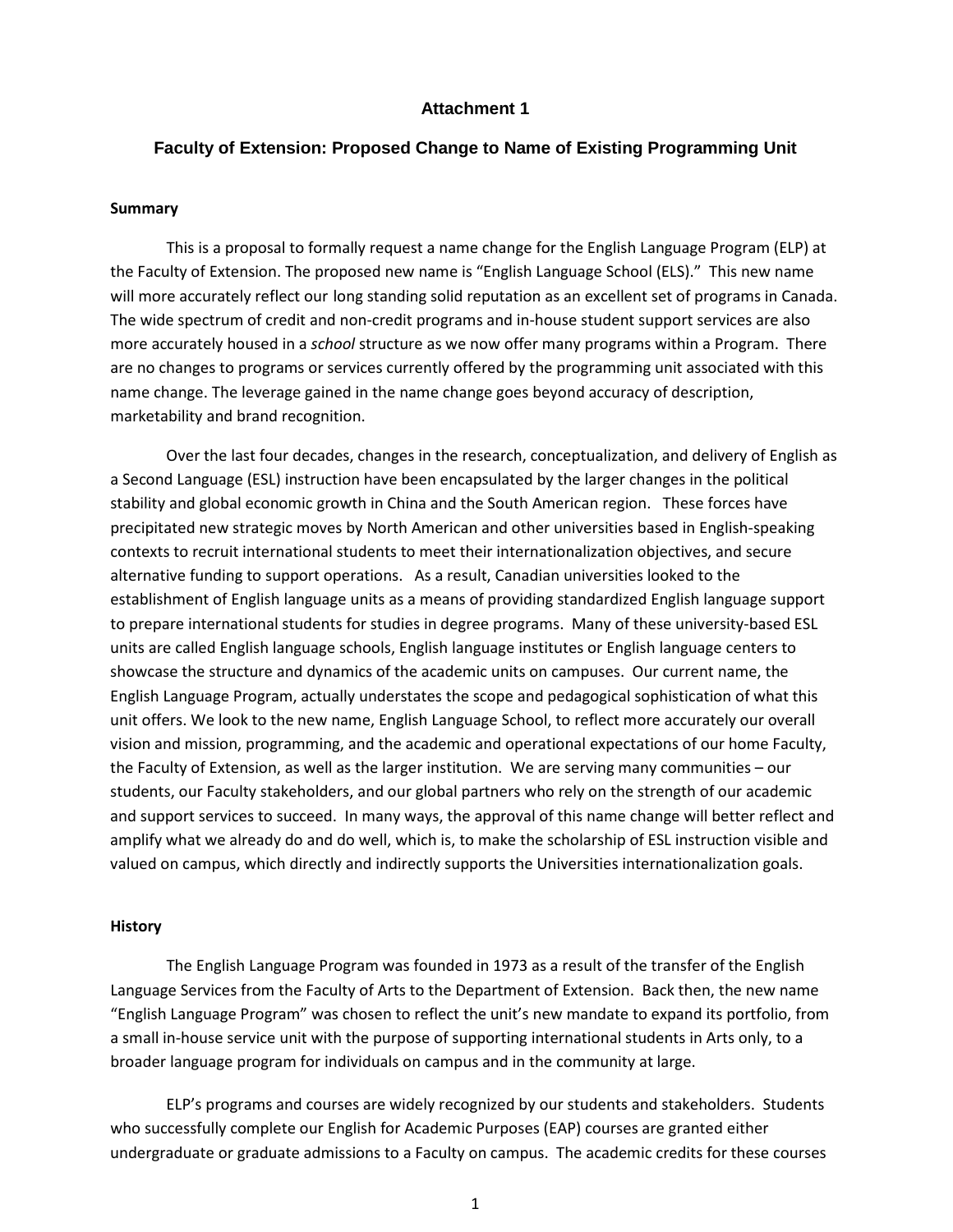**Attachment 1**

**Faculty of Extension: Proposed Change to Name of Existing Programming Unit**

**Summary**

This is a proposal to formally request a name change for the English Language Program (ELP) at the Faculty of Extension. The proposed new name is "English Language School (ELS)." This new name will more accurately reflect our long standing solid reputation as an excellent set of programs in Canada. The wide spectrum of credit and non-credit programs and in-house student support services are also more accurately housed in a *school* structure as we now offer many programs within a Program. There are no changes to programs or services currently offered by the programming unit associated with this name change. The leverage gained in the name change goes beyond accuracy of description, marketability and brand recognition.

Over the last four decades, changes in the research, conceptualization, and delivery of English as a Second Language (ESL) instruction have been encapsulated by the larger changes in the political stability and global economic growth in China and the South American region. These forces have precipitated new strategic moves by North American and other universities based in English-speaking contexts to recruit international students to meet their internationalization objectives, and secure alternative funding to support operations. As a result, Canadian universities looked to the establishment of English language units as a means of providing standardized English language support to prepare international students for studies in degree programs. Many of these university-based ESL units are called English language schools, English language institutes or English language centers to showcase the structure and dynamics of the academic units on campuses. Our current name, the English Language Program, actually understates the scope and pedagogical sophistication of what this unit offers. We look to the new name, English Language School, to reflect more accurately our overall vision and mission, programming, and the academic and operational expectations of our home Faculty, the Faculty of Extension, as well as the larger institution. We are serving many communities – our students, our Faculty stakeholders, and our global partners who rely on the strength of our academic and support services to succeed. In many ways, the approval of this name change will better reflect and amplify what we already do and do well, which is, to make the scholarship of ESL instruction visible and valued on campus, which directly and indirectly supports the Universities internationalization goals.

**History**

The English Language Program was founded in 1973 as a result of the transfer of the English Language Services from the Faculty of Arts to the Department of Extension. Back then, the new name "English Language Program" was chosen to reflect the unit's new mandate to expand its portfolio, from a small in-house service unit with the purpose of supporting international students in Arts only, to a broader language program for individuals on campus and in the community at large.

ELP's programs and courses are widely recognized by our students and stakeholders. Students who successfully complete our English for Academic Purposes (EAP) courses are granted either undergraduate or graduate admissions to a Faculty on campus. The academic credits for these courses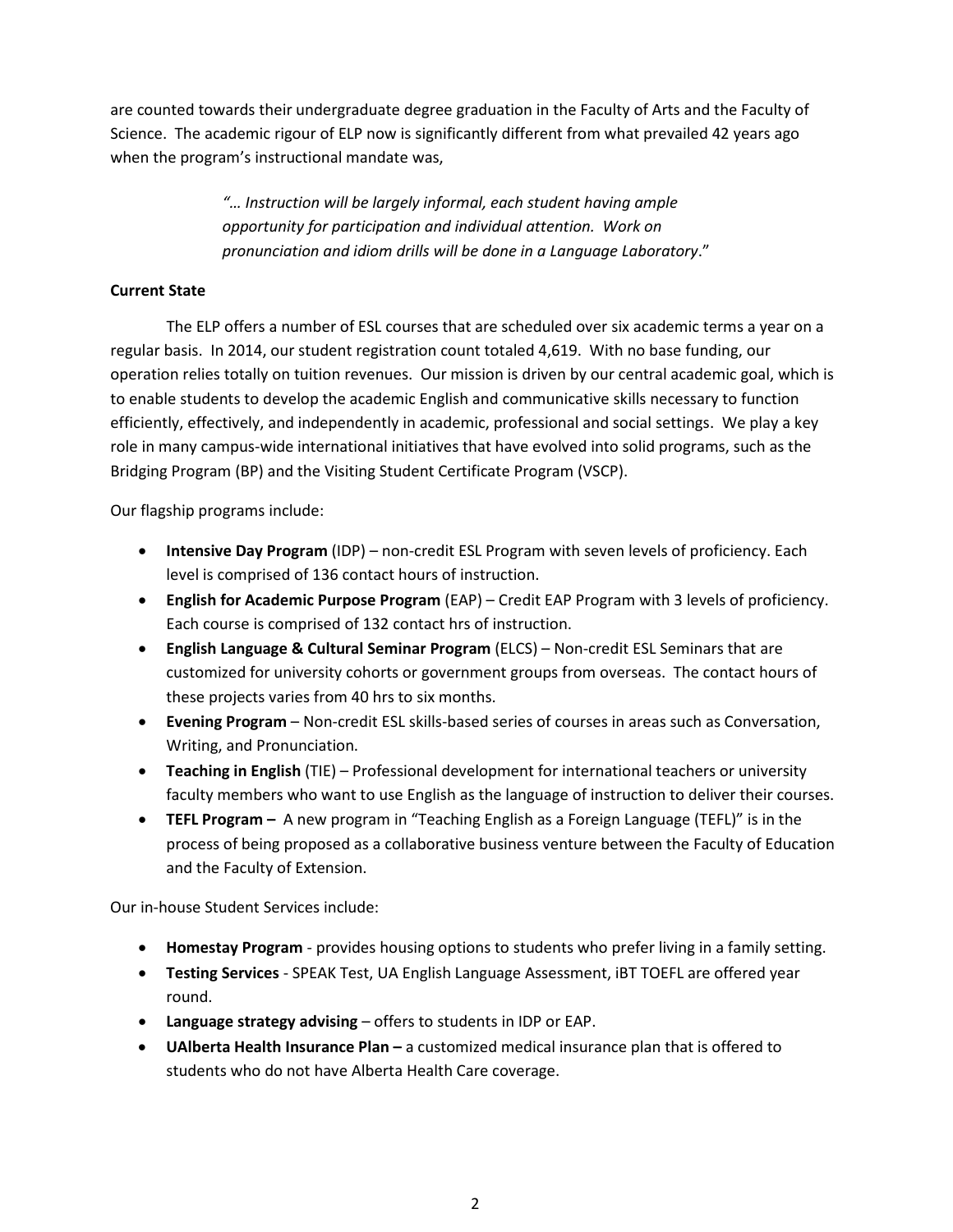are counted towards their undergraduate degree graduation in the Faculty of Arts and the Faculty of Science. The academic rigour of ELP now is significantly different from what prevailed 42 years ago when the program's instructional mandate was,

> *"… Instruction will be largely informal, each student having ample opportunity for participation and individual attention. Work on pronunciation and idiom drills will be done in a Language Laboratory*."

**Current State**

The ELP offers a number of ESL courses that are scheduled over six academic terms a year on a regular basis. In 2014, our student registration count totaled 4,619. With no base funding, our operation relies totally on tuition revenues. Our mission is driven by our central academic goal, which is to enable students to develop the academic English and communicative skills necessary to function efficiently, effectively, and independently in academic, professional and social settings. We play a key role in many campus-wide international initiatives that have evolved into solid programs, such as the Bridging Program (BP) and the Visiting Student Certificate Program (VSCP).

Our flagship programs include:

- **Intensive Day Program** (IDP) – non-credit ESL Program with seven levels of proficiency. Each level is comprised of 136 contact hours of instruction.
- **English for Academic Purpose Program** (EAP) – Credit EAP Program with 3 levels of proficiency. Each course is comprised of 132 contact hrs of instruction.
- **English Language & Cultural Seminar Program** (ELCS) – Non-credit ESL Seminars that are customized for university cohorts or government groups from overseas. The contact hours of these projects varies from 40 hrs to six months.
- **Evening Program** – Non-credit ESL skills-based series of courses in areas such as Conversation, Writing, and Pronunciation.
- **Teaching in English** (TIE) – Professional development for international teachers or university faculty members who want to use English as the language of instruction to deliver their courses.
- **TEFL Program –** A new program in "Teaching English as a Foreign Language (TEFL)" is in the process of being proposed as a collaborative business venture between the Faculty of Education and the Faculty of Extension.

Our in-house Student Services include:

- **Homestay Program** - provides housing options to students who prefer living in a family setting.
- **Testing Services** - SPEAK Test, UA English Language Assessment, iBT TOEFL are offered year round.
- **Language strategy advising** – offers to students in IDP or EAP.
- **UAlberta Health Insurance Plan –** a customized medical insurance plan that is offered to students who do not have Alberta Health Care coverage.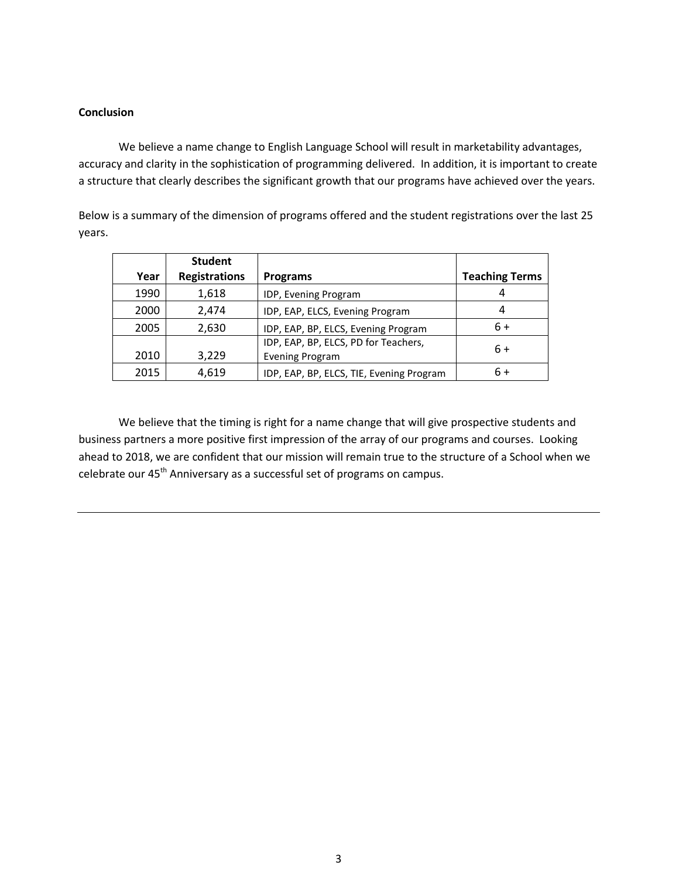**Conclusion**

We believe a name change to English Language School will result in marketability advantages, accuracy and clarity in the sophistication of programming delivered. In addition, it is important to create a structure that clearly describes the significant growth that our programs have achieved over the years.

Below is a summary of the dimension of programs offered and the student registrations over the last 25 years.

| Year | Student Registrations | Programs | Teaching Terms |
|---|---|---|---|
| 1990 | 1,618 | IDP, Evening Program | 4 |
| 2000 | 2,474 | IDP, EAP, ELCS, Evening Program | 4 |
| 2005 | 2,630 | IDP, EAP, BP, ELCS, Evening Program | 6 + |
| 2010 | 3,229 | IDP, EAP, BP, ELCS, PD for Teachers, Evening Program | 6 + |
| 2015 | 4,619 | IDP, EAP, BP, ELCS, TIE, Evening Program | 6 + |

We believe that the timing is right for a name change that will give prospective students and business partners a more positive first impression of the array of our programs and courses. Looking ahead to 2018, we are confident that our mission will remain true to the structure of a School when we celebrate our 45th Anniversary as a successful set of programs on campus.

---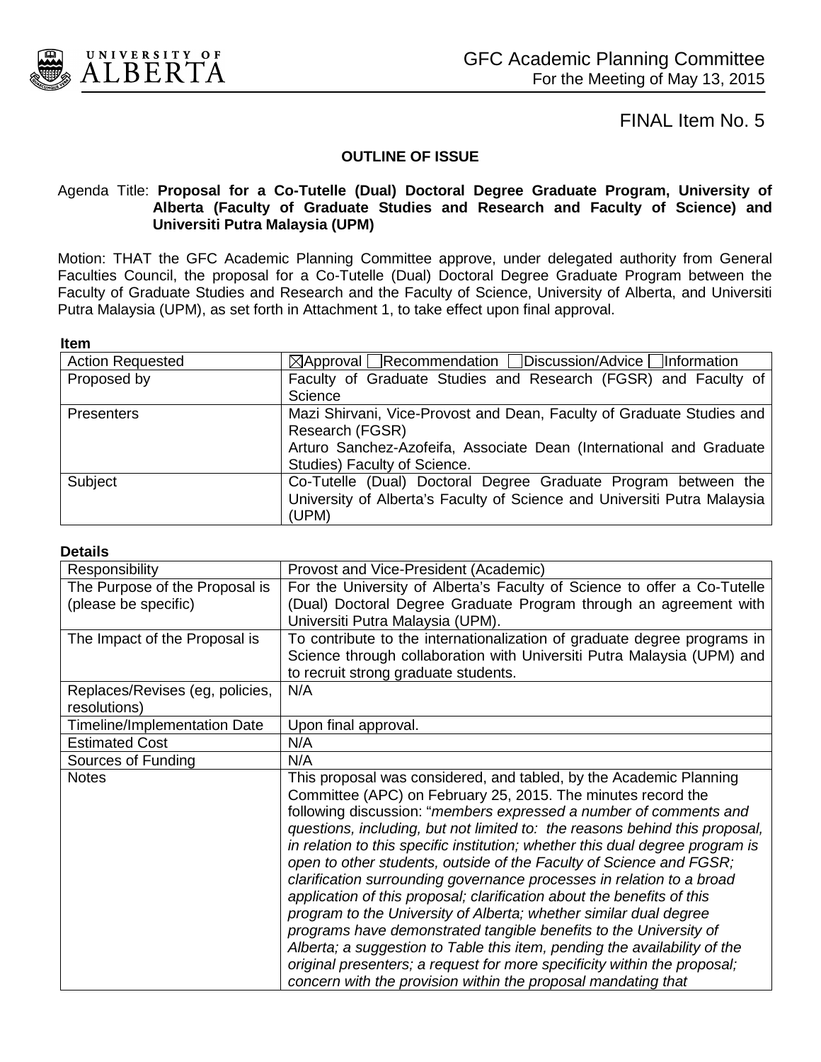GFC Academic Planning Committee
For the Meeting of May 13, 2015

FINAL Item No. 5

## OUTLINE OF ISSUE

Agenda Title: **Proposal for a Co-Tutelle (Dual) Doctoral Degree Graduate Program, University of Alberta (Faculty of Graduate Studies and Research and Faculty of Science) and Universiti Putra Malaysia (UPM)**

Motion: THAT the GFC Academic Planning Committee approve, under delegated authority from General Faculties Council, the proposal for a Co-Tutelle (Dual) Doctoral Degree Graduate Program between the Faculty of Graduate Studies and Research and the Faculty of Science, University of Alberta, and Universiti Putra Malaysia (UPM), as set forth in Attachment 1, to take effect upon final approval.

**Item**

| | |
|---|---|
| Action Requested | ☒Approval ☐Recommendation ☐Discussion/Advice ☐Information |
| Proposed by | Faculty of Graduate Studies and Research (FGSR) and Faculty of Science |
| Presenters | Mazi Shirvani, Vice-Provost and Dean, Faculty of Graduate Studies and Research (FGSR)<br>Arturo Sanchez-Azofeifa, Associate Dean (International and Graduate Studies) Faculty of Science. |
| Subject | Co-Tutelle (Dual) Doctoral Degree Graduate Program between the University of Alberta's Faculty of Science and Universiti Putra Malaysia (UPM) |

**Details**

| | |
|---|---|
| Responsibility | Provost and Vice-President (Academic) |
| The Purpose of the Proposal is (please be specific) | For the University of Alberta's Faculty of Science to offer a Co-Tutelle (Dual) Doctoral Degree Graduate Program through an agreement with Universiti Putra Malaysia (UPM). |
| The Impact of the Proposal is | To contribute to the internationalization of graduate degree programs in Science through collaboration with Universiti Putra Malaysia (UPM) and to recruit strong graduate students. |
| Replaces/Revises (eg, policies, resolutions) | N/A |
| Timeline/Implementation Date | Upon final approval. |
| Estimated Cost | N/A |
| Sources of Funding | N/A |
| Notes | This proposal was considered, and tabled, by the Academic Planning Committee (APC) on February 25, 2015. The minutes record the following discussion: "*members expressed a number of comments and questions, including, but not limited to: the reasons behind this proposal, in relation to this specific institution; whether this dual degree program is open to other students, outside of the Faculty of Science and FGSR; clarification surrounding governance processes in relation to a broad application of this proposal; clarification about the benefits of this program to the University of Alberta; whether similar dual degree programs have demonstrated tangible benefits to the University of Alberta; a suggestion to Table this item, pending the availability of the original presenters; a request for more specificity within the proposal; concern with the provision within the proposal mandating that* |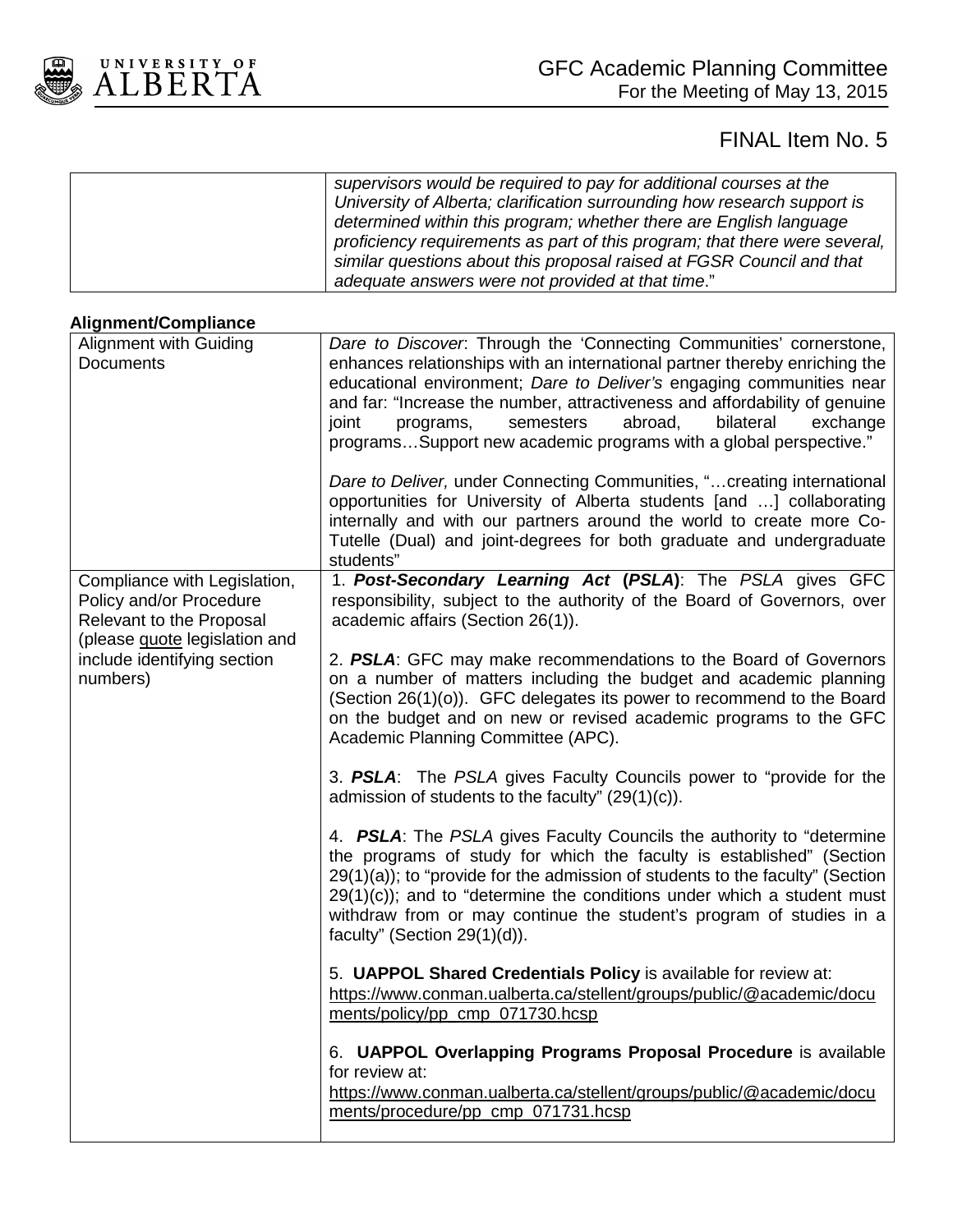| | *supervisors would be required to pay for additional courses at the University of Alberta; clarification surrounding how research support is determined within this program; whether there are English language proficiency requirements as part of this program; that there were several, similar questions about this proposal raised at FGSR Council and that adequate answers were not provided at that time*." |
|---|---|

**Alignment/Compliance**

| | |
|---|---|
| Alignment with Guiding Documents | *Dare to Discover*: Through the 'Connecting Communities' cornerstone, enhances relationships with an international partner thereby enriching the educational environment; *Dare to Deliver's* engaging communities near and far: "Increase the number, attractiveness and affordability of genuine joint programs, semesters abroad, bilateral exchange programs…Support new academic programs with a global perspective."<br><br>*Dare to Deliver,* under Connecting Communities, "…creating international opportunities for University of Alberta students [and …] collaborating internally and with our partners around the world to create more Co-Tutelle (Dual) and joint-degrees for both graduate and undergraduate students" |
| Compliance with Legislation, Policy and/or Procedure Relevant to the Proposal (please quote legislation and include identifying section numbers) | 1. ***Post-Secondary Learning Act* (*PSLA*)**: The *PSLA* gives GFC responsibility, subject to the authority of the Board of Governors, over academic affairs (Section 26(1)).<br><br>2. ***PSLA***: GFC may make recommendations to the Board of Governors on a number of matters including the budget and academic planning (Section 26(1)(o)). GFC delegates its power to recommend to the Board on the budget and on new or revised academic programs to the GFC Academic Planning Committee (APC).<br><br>3. ***PSLA***: The *PSLA* gives Faculty Councils power to "provide for the admission of students to the faculty" (29(1)(c)).<br><br>4. ***PSLA***: The *PSLA* gives Faculty Councils the authority to "determine the programs of study for which the faculty is established" (Section 29(1)(a)); to "provide for the admission of students to the faculty" (Section 29(1)(c)); and to "determine the conditions under which a student must withdraw from or may continue the student's program of studies in a faculty" (Section 29(1)(d)).<br><br>5. **UAPPOL Shared Credentials Policy** is available for review at: https://www.conman.ualberta.ca/stellent/groups/public/@academic/documents/policy/pp_cmp_071730.hcsp<br><br>6. **UAPPOL Overlapping Programs Proposal Procedure** is available for review at: https://www.conman.ualberta.ca/stellent/groups/public/@academic/documents/procedure/pp_cmp_071731.hcsp |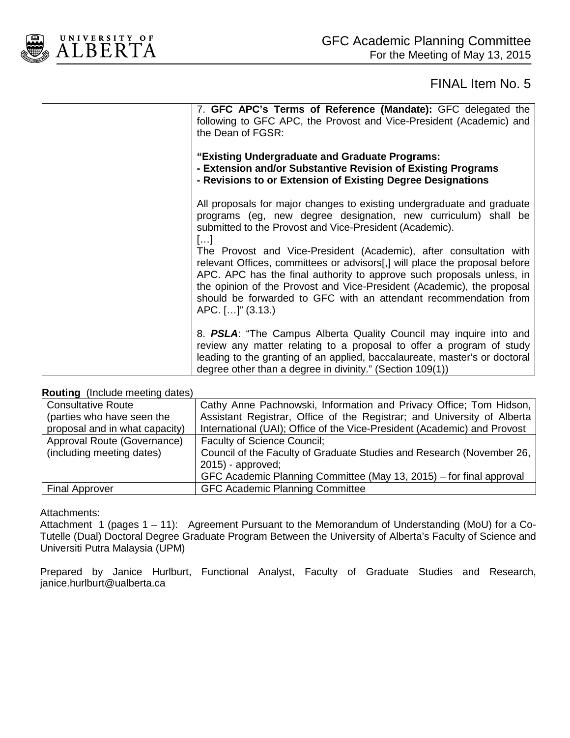FINAL Item No. 5

| | |
|---|---|
| | 7. **GFC APC's Terms of Reference (Mandate):** GFC delegated the following to GFC APC, the Provost and Vice-President (Academic) and the Dean of FGSR:<br><br>**"Existing Undergraduate and Graduate Programs:<br>- Extension and/or Substantive Revision of Existing Programs<br>- Revisions to or Extension of Existing Degree Designations**<br><br>All proposals for major changes to existing undergraduate and graduate programs (eg, new degree designation, new curriculum) shall be submitted to the Provost and Vice-President (Academic).<br>[…]<br>The Provost and Vice-President (Academic), after consultation with relevant Offices, committees or advisors[,] will place the proposal before APC. APC has the final authority to approve such proposals unless, in the opinion of the Provost and Vice-President (Academic), the proposal should be forwarded to GFC with an attendant recommendation from APC. […]" (3.13.)<br><br>8. ***PSLA***: "The Campus Alberta Quality Council may inquire into and review any matter relating to a proposal to offer a program of study leading to the granting of an applied, baccalaureate, master's or doctoral degree other than a degree in divinity." (Section 109(1)) |

**Routing** (Include meeting dates)

| | |
|---|---|
| Consultative Route (parties who have seen the proposal and in what capacity) | Cathy Anne Pachnowski, Information and Privacy Office; Tom Hidson, Assistant Registrar, Office of the Registrar; and University of Alberta International (UAI); Office of the Vice-President (Academic) and Provost |
| Approval Route (Governance) (including meeting dates) | Faculty of Science Council;<br>Council of the Faculty of Graduate Studies and Research (November 26, 2015) - approved;<br>GFC Academic Planning Committee (May 13, 2015) – for final approval |
| Final Approver | GFC Academic Planning Committee |

Attachments:
Attachment 1 (pages 1 – 11): Agreement Pursuant to the Memorandum of Understanding (MoU) for a Co-Tutelle (Dual) Doctoral Degree Graduate Program Between the University of Alberta's Faculty of Science and Universiti Putra Malaysia (UPM)

Prepared by Janice Hurlburt, Functional Analyst, Faculty of Graduate Studies and Research, janice.hurlburt@ualberta.ca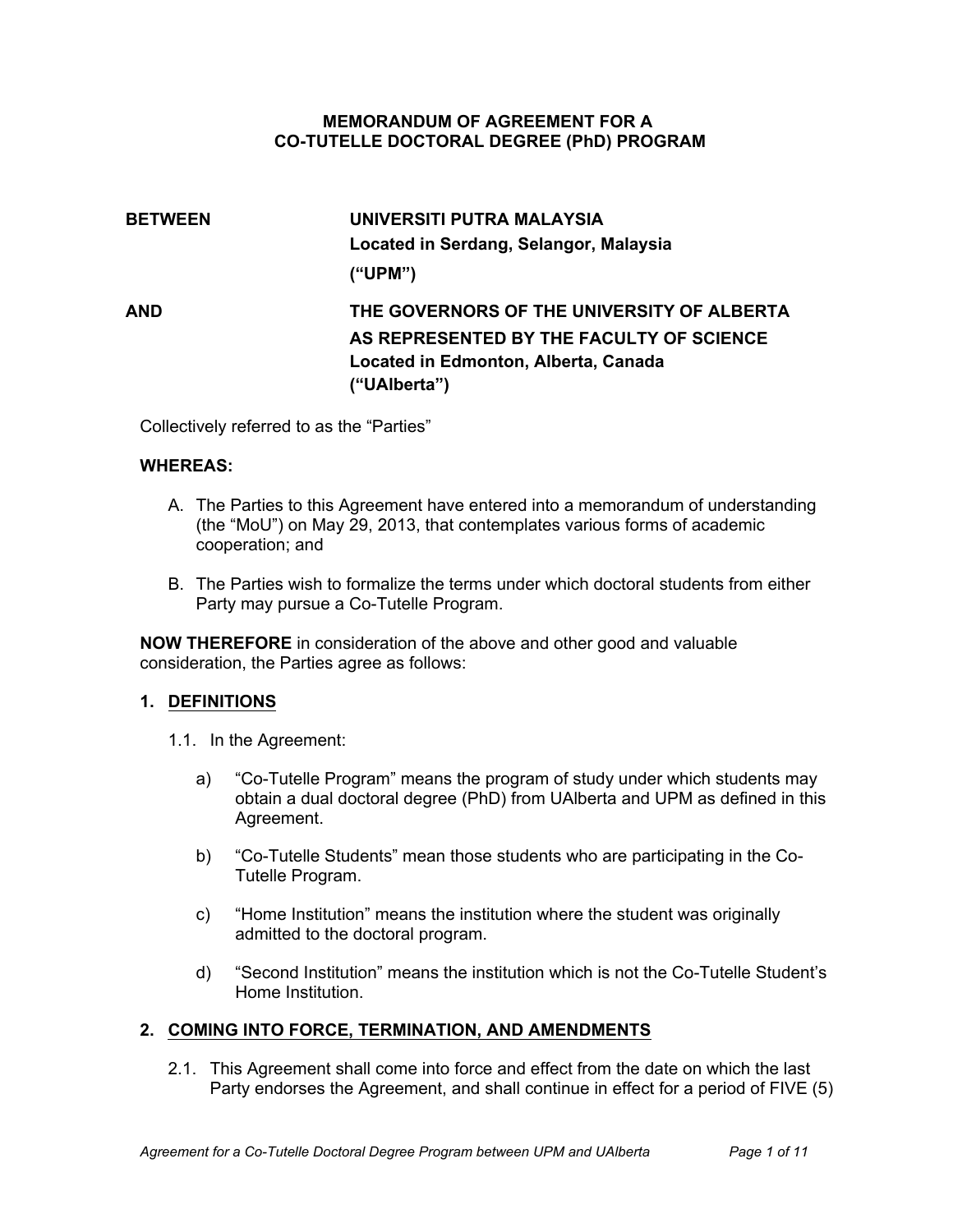**MEMORANDUM OF AGREEMENT FOR A**
**CO-TUTELLE DOCTORAL DEGREE (PhD) PROGRAM**

**BETWEEN** **UNIVERSITI PUTRA MALAYSIA**
**Located in Serdang, Selangor, Malaysia**
**("UPM")**

**AND** **THE GOVERNORS OF THE UNIVERSITY OF ALBERTA**
**AS REPRESENTED BY THE FACULTY OF SCIENCE**
**Located in Edmonton, Alberta, Canada**
**("UAlberta")**

Collectively referred to as the "Parties"

**WHEREAS:**

A. The Parties to this Agreement have entered into a memorandum of understanding (the "MoU") on May 29, 2013, that contemplates various forms of academic cooperation; and

B. The Parties wish to formalize the terms under which doctoral students from either Party may pursue a Co-Tutelle Program.

**NOW THEREFORE** in consideration of the above and other good and valuable consideration, the Parties agree as follows:

**1. DEFINITIONS**

1.1. In the Agreement:

a) "Co-Tutelle Program" means the program of study under which students may obtain a dual doctoral degree (PhD) from UAlberta and UPM as defined in this Agreement.

b) "Co-Tutelle Students" mean those students who are participating in the Co-Tutelle Program.

c) "Home Institution" means the institution where the student was originally admitted to the doctoral program.

d) "Second Institution" means the institution which is not the Co-Tutelle Student's Home Institution.

**2. COMING INTO FORCE, TERMINATION, AND AMENDMENTS**

2.1. This Agreement shall come into force and effect from the date on which the last Party endorses the Agreement, and shall continue in effect for a period of FIVE (5)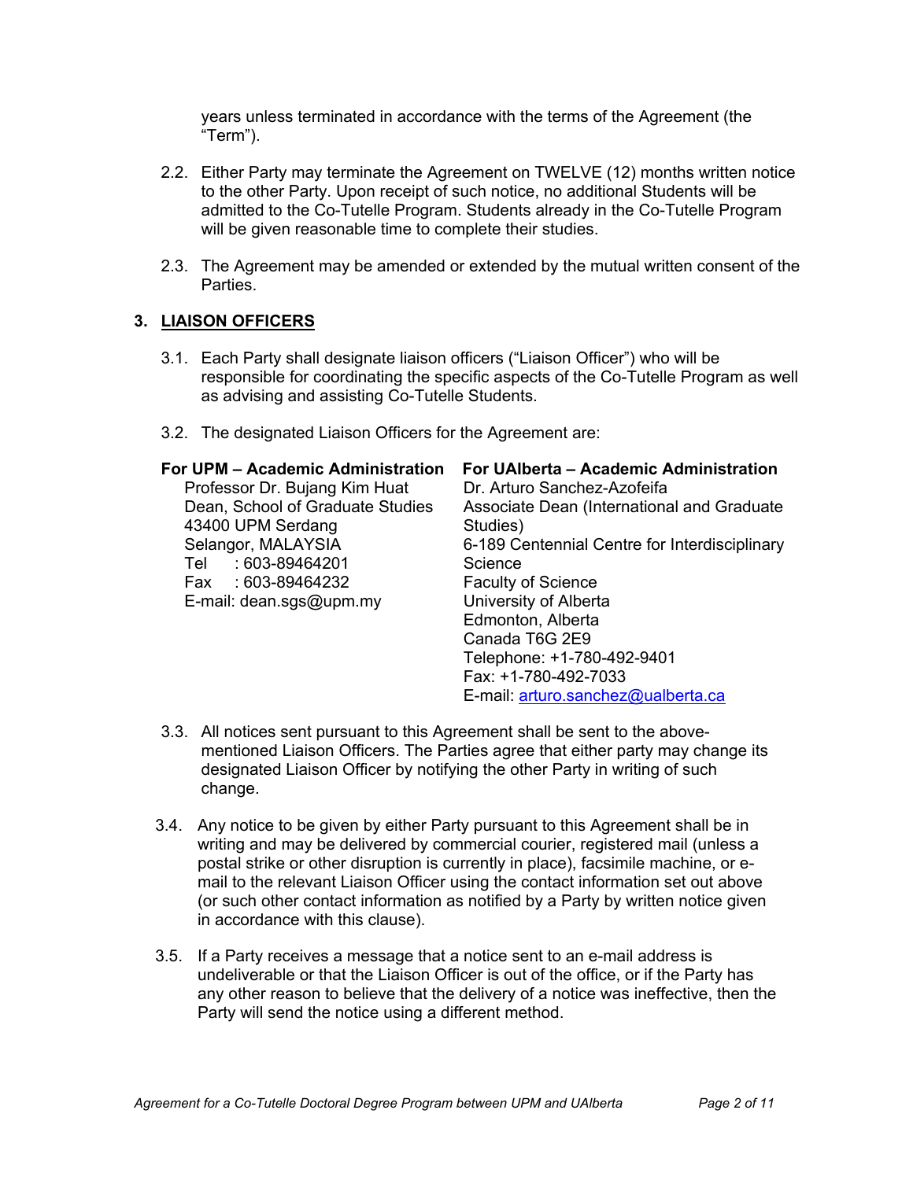years unless terminated in accordance with the terms of the Agreement (the "Term").

2.2. Either Party may terminate the Agreement on TWELVE (12) months written notice to the other Party. Upon receipt of such notice, no additional Students will be admitted to the Co-Tutelle Program. Students already in the Co-Tutelle Program will be given reasonable time to complete their studies.

2.3. The Agreement may be amended or extended by the mutual written consent of the Parties.

## 3. LIAISON OFFICERS

3.1. Each Party shall designate liaison officers ("Liaison Officer") who will be responsible for coordinating the specific aspects of the Co-Tutelle Program as well as advising and assisting Co-Tutelle Students.

3.2. The designated Liaison Officers for the Agreement are:

**For UPM – Academic Administration**
Professor Dr. Bujang Kim Huat
Dean, School of Graduate Studies
43400 UPM Serdang
Selangor, MALAYSIA
Tel : 603-89464201
Fax : 603-89464232
E-mail: dean.sgs@upm.my

**For UAlberta – Academic Administration**
Dr. Arturo Sanchez-Azofeifa
Associate Dean (International and Graduate Studies)
6-189 Centennial Centre for Interdisciplinary Science
Faculty of Science
University of Alberta
Edmonton, Alberta
Canada T6G 2E9
Telephone: +1-780-492-9401
Fax: +1-780-492-7033
E-mail: arturo.sanchez@ualberta.ca

3.3. All notices sent pursuant to this Agreement shall be sent to the above-mentioned Liaison Officers. The Parties agree that either party may change its designated Liaison Officer by notifying the other Party in writing of such change.

3.4. Any notice to be given by either Party pursuant to this Agreement shall be in writing and may be delivered by commercial courier, registered mail (unless a postal strike or other disruption is currently in place), facsimile machine, or e-mail to the relevant Liaison Officer using the contact information set out above (or such other contact information as notified by a Party by written notice given in accordance with this clause).

3.5. If a Party receives a message that a notice sent to an e-mail address is undeliverable or that the Liaison Officer is out of the office, or if the Party has any other reason to believe that the delivery of a notice was ineffective, then the Party will send the notice using a different method.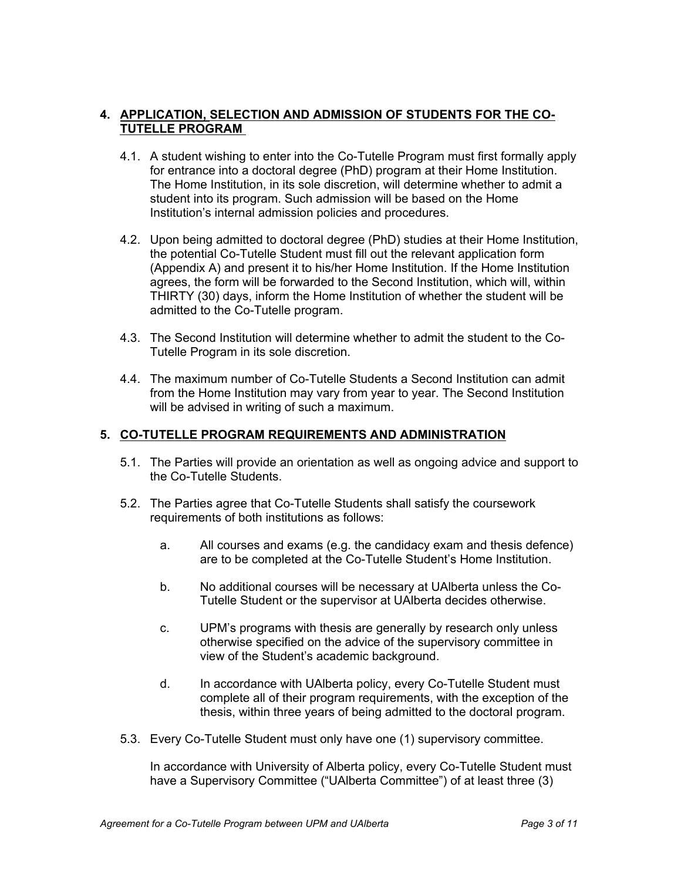## 4. APPLICATION, SELECTION AND ADMISSION OF STUDENTS FOR THE CO-TUTELLE PROGRAM

4.1. A student wishing to enter into the Co-Tutelle Program must first formally apply for entrance into a doctoral degree (PhD) program at their Home Institution. The Home Institution, in its sole discretion, will determine whether to admit a student into its program. Such admission will be based on the Home Institution's internal admission policies and procedures.

4.2. Upon being admitted to doctoral degree (PhD) studies at their Home Institution, the potential Co-Tutelle Student must fill out the relevant application form (Appendix A) and present it to his/her Home Institution. If the Home Institution agrees, the form will be forwarded to the Second Institution, which will, within THIRTY (30) days, inform the Home Institution of whether the student will be admitted to the Co-Tutelle program.

4.3. The Second Institution will determine whether to admit the student to the Co-Tutelle Program in its sole discretion.

4.4. The maximum number of Co-Tutelle Students a Second Institution can admit from the Home Institution may vary from year to year. The Second Institution will be advised in writing of such a maximum.

## 5. CO-TUTELLE PROGRAM REQUIREMENTS AND ADMINISTRATION

5.1. The Parties will provide an orientation as well as ongoing advice and support to the Co-Tutelle Students.

5.2. The Parties agree that Co-Tutelle Students shall satisfy the coursework requirements of both institutions as follows:

a. All courses and exams (e.g. the candidacy exam and thesis defence) are to be completed at the Co-Tutelle Student's Home Institution.

b. No additional courses will be necessary at UAlberta unless the Co-Tutelle Student or the supervisor at UAlberta decides otherwise.

c. UPM's programs with thesis are generally by research only unless otherwise specified on the advice of the supervisory committee in view of the Student's academic background.

d. In accordance with UAlberta policy, every Co-Tutelle Student must complete all of their program requirements, with the exception of the thesis, within three years of being admitted to the doctoral program.

5.3. Every Co-Tutelle Student must only have one (1) supervisory committee.

In accordance with University of Alberta policy, every Co-Tutelle Student must have a Supervisory Committee ("UAlberta Committee") of at least three (3)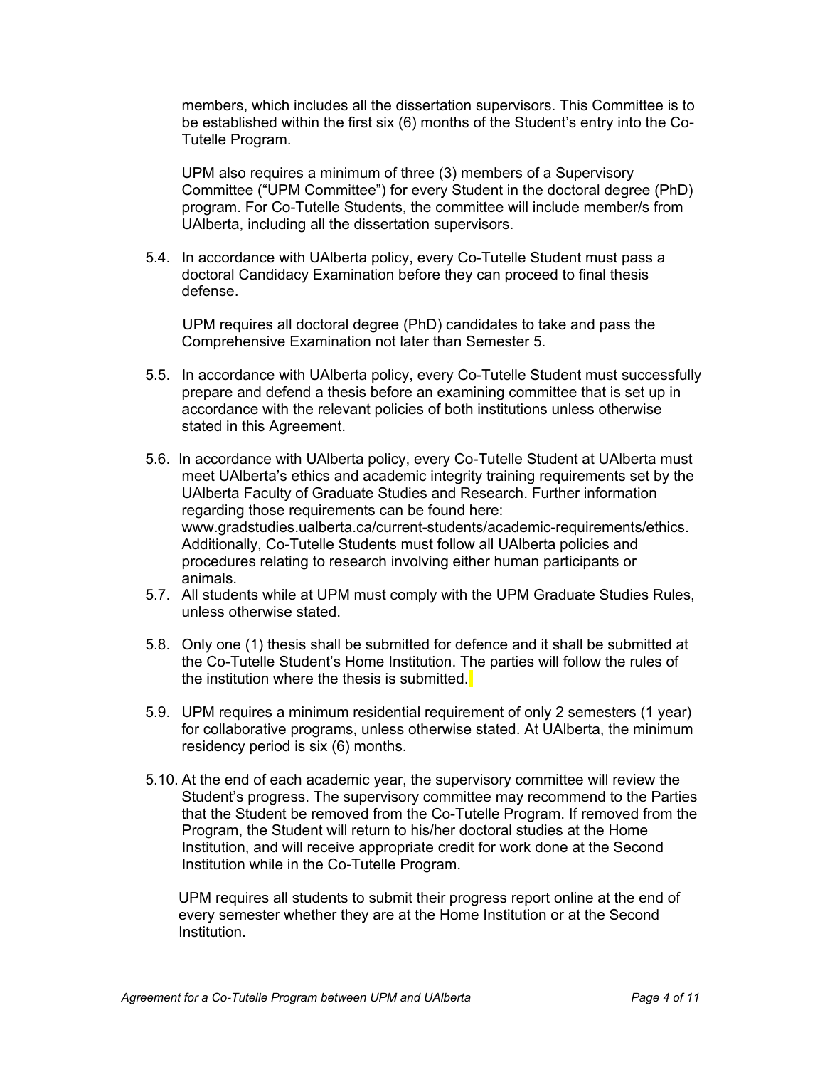members, which includes all the dissertation supervisors. This Committee is to be established within the first six (6) months of the Student's entry into the Co-Tutelle Program.

UPM also requires a minimum of three (3) members of a Supervisory Committee ("UPM Committee") for every Student in the doctoral degree (PhD) program. For Co-Tutelle Students, the committee will include member/s from UAlberta, including all the dissertation supervisors.

5.4. In accordance with UAlberta policy, every Co-Tutelle Student must pass a doctoral Candidacy Examination before they can proceed to final thesis defense.

UPM requires all doctoral degree (PhD) candidates to take and pass the Comprehensive Examination not later than Semester 5.

5.5. In accordance with UAlberta policy, every Co-Tutelle Student must successfully prepare and defend a thesis before an examining committee that is set up in accordance with the relevant policies of both institutions unless otherwise stated in this Agreement.

5.6. In accordance with UAlberta policy, every Co-Tutelle Student at UAlberta must meet UAlberta's ethics and academic integrity training requirements set by the UAlberta Faculty of Graduate Studies and Research. Further information regarding those requirements can be found here: www.gradstudies.ualberta.ca/current-students/academic-requirements/ethics. Additionally, Co-Tutelle Students must follow all UAlberta policies and procedures relating to research involving either human participants or animals.

5.7. All students while at UPM must comply with the UPM Graduate Studies Rules, unless otherwise stated.

5.8. Only one (1) thesis shall be submitted for defence and it shall be submitted at the Co-Tutelle Student's Home Institution. The parties will follow the rules of the institution where the thesis is submitted.

5.9. UPM requires a minimum residential requirement of only 2 semesters (1 year) for collaborative programs, unless otherwise stated. At UAlberta, the minimum residency period is six (6) months.

5.10. At the end of each academic year, the supervisory committee will review the Student's progress. The supervisory committee may recommend to the Parties that the Student be removed from the Co-Tutelle Program. If removed from the Program, the Student will return to his/her doctoral studies at the Home Institution, and will receive appropriate credit for work done at the Second Institution while in the Co-Tutelle Program.

UPM requires all students to submit their progress report online at the end of every semester whether they are at the Home Institution or at the Second Institution.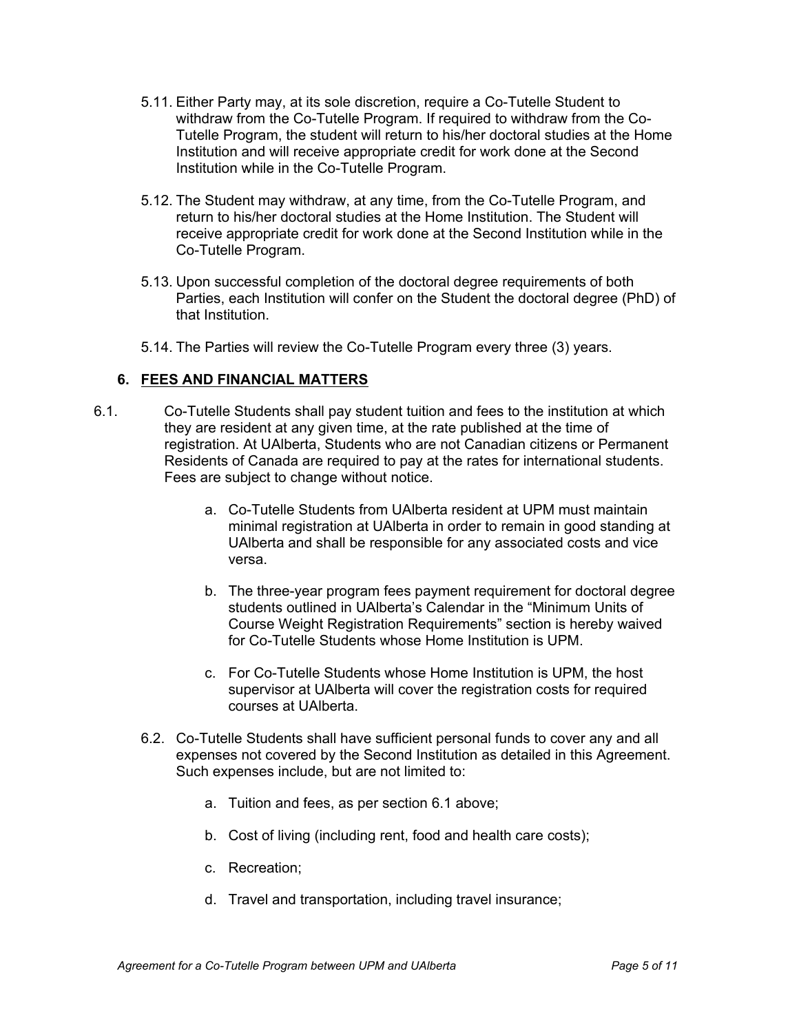5.11. Either Party may, at its sole discretion, require a Co-Tutelle Student to withdraw from the Co-Tutelle Program. If required to withdraw from the Co-Tutelle Program, the student will return to his/her doctoral studies at the Home Institution and will receive appropriate credit for work done at the Second Institution while in the Co-Tutelle Program.

5.12. The Student may withdraw, at any time, from the Co-Tutelle Program, and return to his/her doctoral studies at the Home Institution. The Student will receive appropriate credit for work done at the Second Institution while in the Co-Tutelle Program.

5.13. Upon successful completion of the doctoral degree requirements of both Parties, each Institution will confer on the Student the doctoral degree (PhD) of that Institution.

5.14. The Parties will review the Co-Tutelle Program every three (3) years.

## 6. FEES AND FINANCIAL MATTERS

6.1. Co-Tutelle Students shall pay student tuition and fees to the institution at which they are resident at any given time, at the rate published at the time of registration. At UAlberta, Students who are not Canadian citizens or Permanent Residents of Canada are required to pay at the rates for international students. Fees are subject to change without notice.

   a. Co-Tutelle Students from UAlberta resident at UPM must maintain minimal registration at UAlberta in order to remain in good standing at UAlberta and shall be responsible for any associated costs and vice versa.

   b. The three-year program fees payment requirement for doctoral degree students outlined in UAlberta's Calendar in the "Minimum Units of Course Weight Registration Requirements" section is hereby waived for Co-Tutelle Students whose Home Institution is UPM.

   c. For Co-Tutelle Students whose Home Institution is UPM, the host supervisor at UAlberta will cover the registration costs for required courses at UAlberta.

6.2. Co-Tutelle Students shall have sufficient personal funds to cover any and all expenses not covered by the Second Institution as detailed in this Agreement. Such expenses include, but are not limited to:

   a. Tuition and fees, as per section 6.1 above;

   b. Cost of living (including rent, food and health care costs);

   c. Recreation;

   d. Travel and transportation, including travel insurance;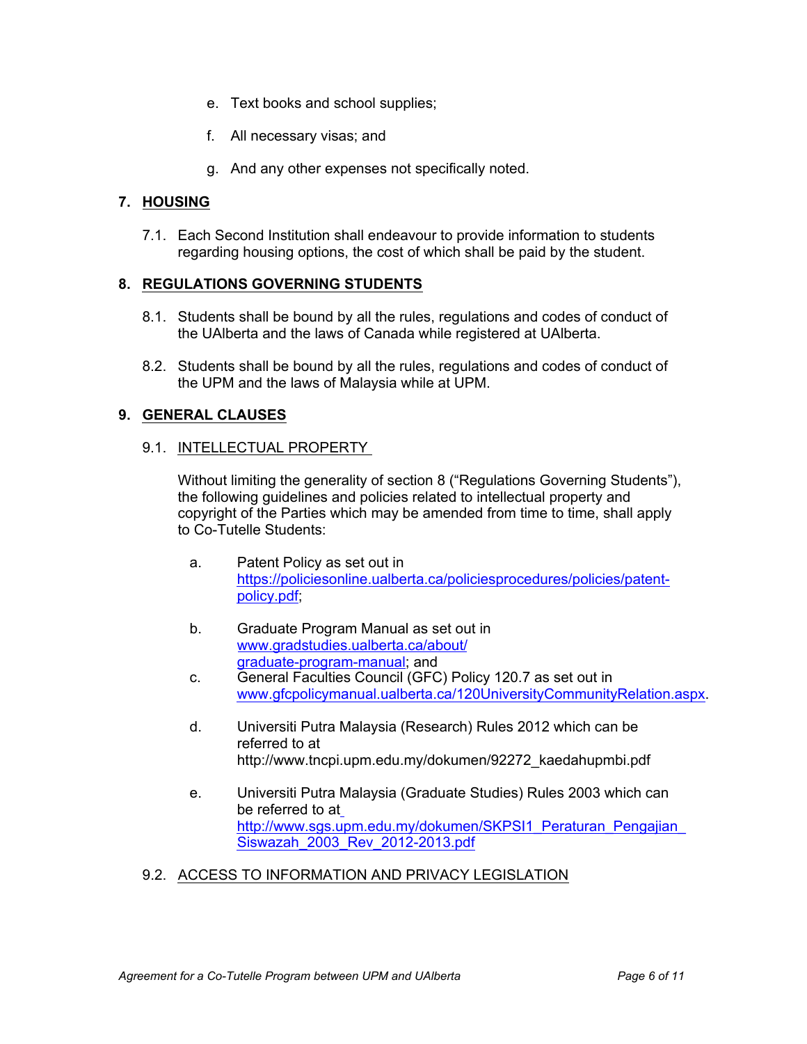e. Text books and school supplies;

f. All necessary visas; and

g. And any other expenses not specifically noted.

## 7. HOUSING

7.1. Each Second Institution shall endeavour to provide information to students regarding housing options, the cost of which shall be paid by the student.

## 8. REGULATIONS GOVERNING STUDENTS

8.1. Students shall be bound by all the rules, regulations and codes of conduct of the UAlberta and the laws of Canada while registered at UAlberta.

8.2. Students shall be bound by all the rules, regulations and codes of conduct of the UPM and the laws of Malaysia while at UPM.

## 9. GENERAL CLAUSES

### 9.1. INTELLECTUAL PROPERTY

Without limiting the generality of section 8 ("Regulations Governing Students"), the following guidelines and policies related to intellectual property and copyright of the Parties which may be amended from time to time, shall apply to Co-Tutelle Students:

a. Patent Policy as set out in https://policiesonline.ualberta.ca/policiesprocedures/policies/patent-policy.pdf;

b. Graduate Program Manual as set out in www.gradstudies.ualberta.ca/about/graduate-program-manual; and

c. General Faculties Council (GFC) Policy 120.7 as set out in www.gfcpolicymanual.ualberta.ca/120UniversityCommunityRelation.aspx.

d. Universiti Putra Malaysia (Research) Rules 2012 which can be referred to at http://www.tncpi.upm.edu.my/dokumen/92272_kaedahupmbi.pdf

e. Universiti Putra Malaysia (Graduate Studies) Rules 2003 which can be referred to at http://www.sgs.upm.edu.my/dokumen/SKPSI1_Peraturan_Pengajian_Siswazah_2003_Rev_2012-2013.pdf

### 9.2. ACCESS TO INFORMATION AND PRIVACY LEGISLATION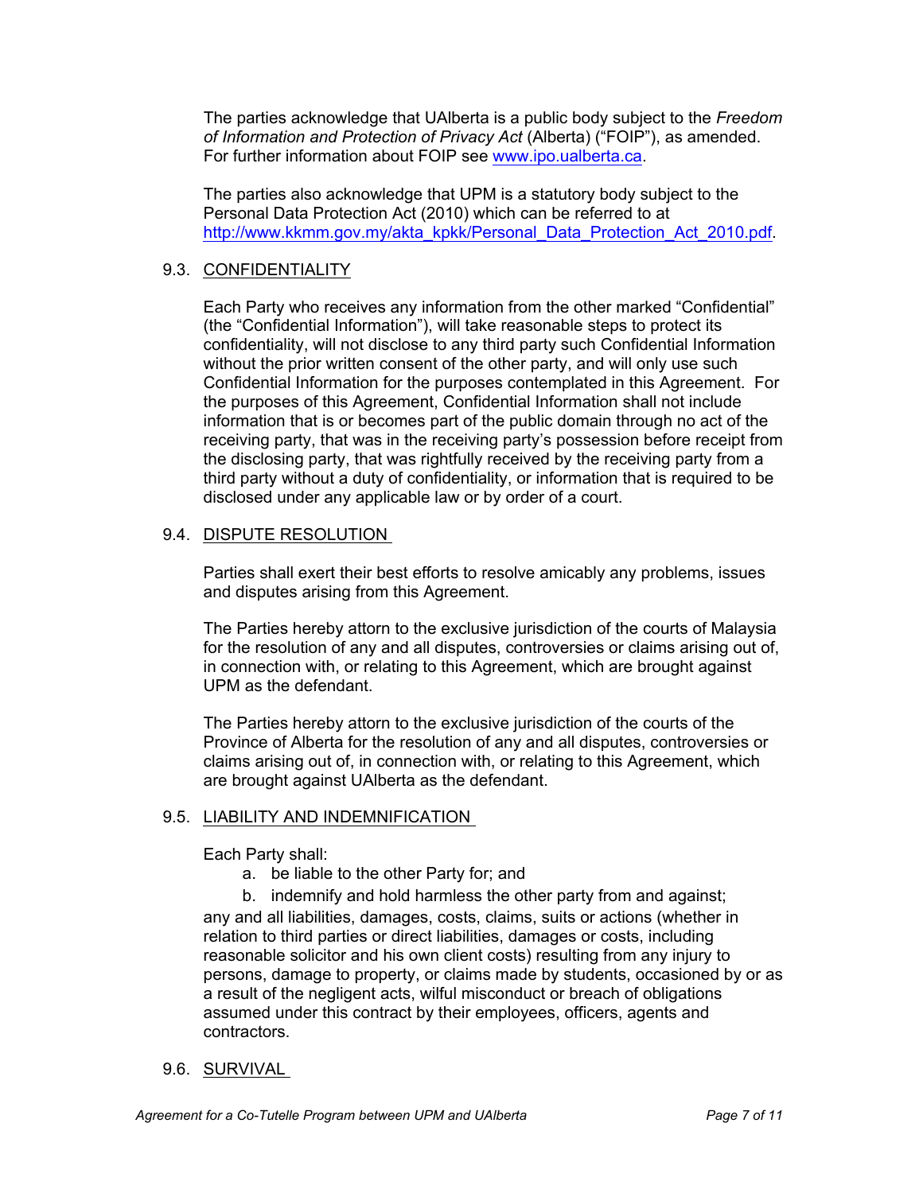The parties acknowledge that UAlberta is a public body subject to the *Freedom of Information and Protection of Privacy Act* (Alberta) ("FOIP"), as amended. For further information about FOIP see www.ipo.ualberta.ca.

The parties also acknowledge that UPM is a statutory body subject to the Personal Data Protection Act (2010) which can be referred to at http://www.kkmm.gov.my/akta_kpkk/Personal_Data_Protection_Act_2010.pdf.

### 9.3. CONFIDENTIALITY

Each Party who receives any information from the other marked "Confidential" (the "Confidential Information"), will take reasonable steps to protect its confidentiality, will not disclose to any third party such Confidential Information without the prior written consent of the other party, and will only use such Confidential Information for the purposes contemplated in this Agreement. For the purposes of this Agreement, Confidential Information shall not include information that is or becomes part of the public domain through no act of the receiving party, that was in the receiving party's possession before receipt from the disclosing party, that was rightfully received by the receiving party from a third party without a duty of confidentiality, or information that is required to be disclosed under any applicable law or by order of a court.

### 9.4. DISPUTE RESOLUTION

Parties shall exert their best efforts to resolve amicably any problems, issues and disputes arising from this Agreement.

The Parties hereby attorn to the exclusive jurisdiction of the courts of Malaysia for the resolution of any and all disputes, controversies or claims arising out of, in connection with, or relating to this Agreement, which are brought against UPM as the defendant.

The Parties hereby attorn to the exclusive jurisdiction of the courts of the Province of Alberta for the resolution of any and all disputes, controversies or claims arising out of, in connection with, or relating to this Agreement, which are brought against UAlberta as the defendant.

### 9.5. LIABILITY AND INDEMNIFICATION

Each Party shall:

a. be liable to the other Party for; and
b. indemnify and hold harmless the other party from and against;

any and all liabilities, damages, costs, claims, suits or actions (whether in relation to third parties or direct liabilities, damages or costs, including reasonable solicitor and his own client costs) resulting from any injury to persons, damage to property, or claims made by students, occasioned by or as a result of the negligent acts, wilful misconduct or breach of obligations assumed under this contract by their employees, officers, agents and contractors.

### 9.6. SURVIVAL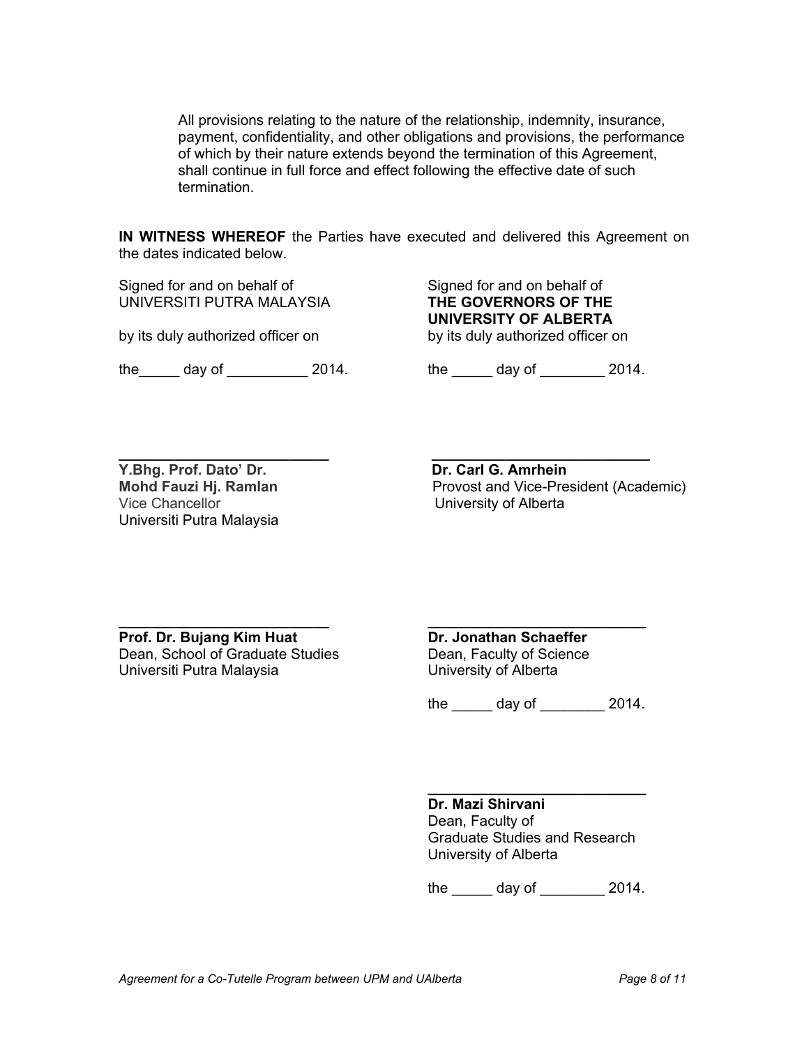All provisions relating to the nature of the relationship, indemnity, insurance, payment, confidentiality, and other obligations and provisions, the performance of which by their nature extends beyond the termination of this Agreement, shall continue in full force and effect following the effective date of such termination.

**IN WITNESS WHEREOF** the Parties have executed and delivered this Agreement on the dates indicated below.

Signed for and on behalf of
UNIVERSITI PUTRA MALAYSIA

by its duly authorized officer on

the_____ day of __________ 2014.

___________________________
**Y.Bhg. Prof. Dato' Dr.**
**Mohd Fauzi Hj. Ramlan**
Vice Chancellor
Universiti Putra Malaysia

___________________________
**Prof. Dr. Bujang Kim Huat**
Dean, School of Graduate Studies
Universiti Putra Malaysia

Signed for and on behalf of
**THE GOVERNORS OF THE UNIVERSITY OF ALBERTA**
by its duly authorized officer on

the _____ day of ________ 2014.

___________________________
**Dr. Carl G. Amrhein**
Provost and Vice-President (Academic)
University of Alberta

___________________________
**Dr. Jonathan Schaeffer**
Dean, Faculty of Science
University of Alberta

the _____ day of ________ 2014.

___________________________
**Dr. Mazi Shirvani**
Dean, Faculty of
Graduate Studies and Research
University of Alberta

the _____ day of ________ 2014.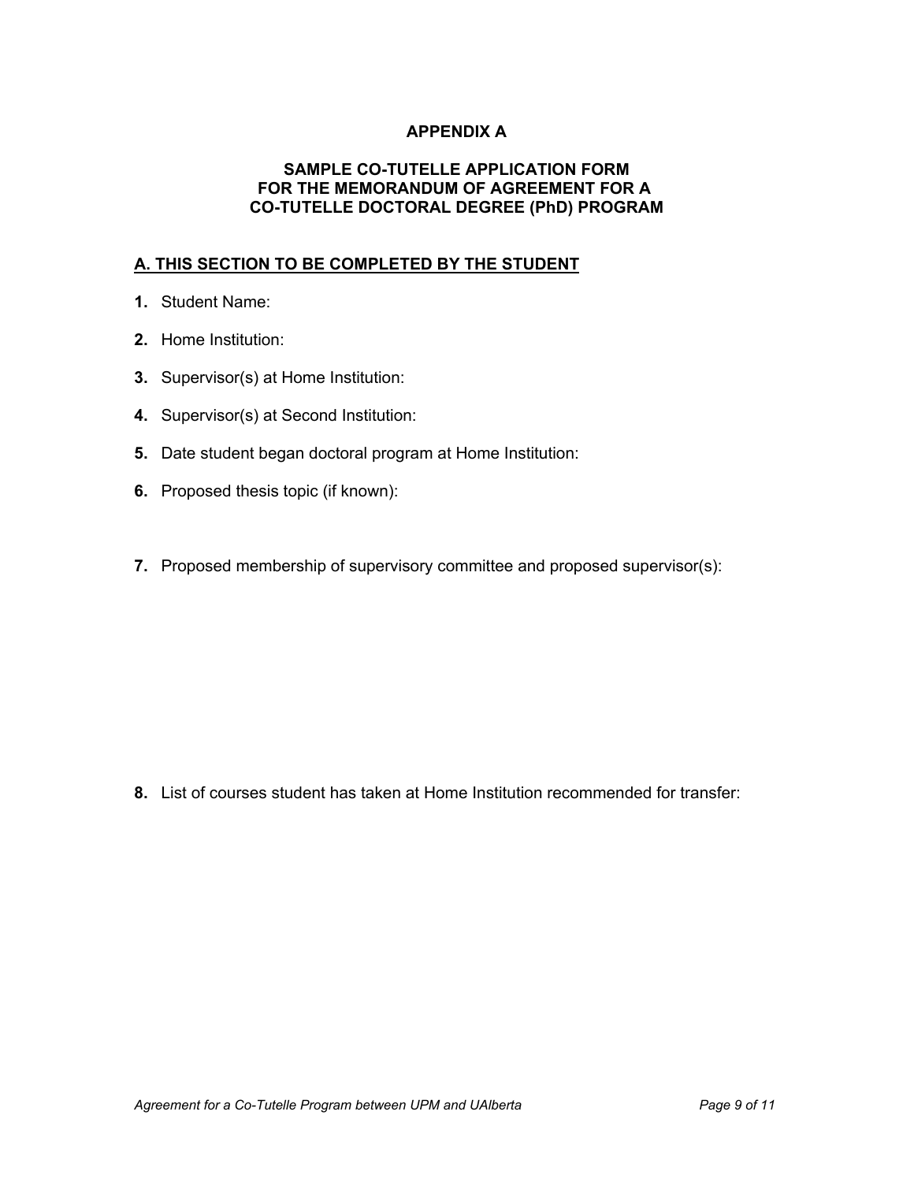# APPENDIX A

## SAMPLE CO-TUTELLE APPLICATION FORM FOR THE MEMORANDUM OF AGREEMENT FOR A CO-TUTELLE DOCTORAL DEGREE (PhD) PROGRAM

### <u>A. THIS SECTION TO BE COMPLETED BY THE STUDENT</u>

**1.** Student Name:

**2.** Home Institution:

**3.** Supervisor(s) at Home Institution:

**4.** Supervisor(s) at Second Institution:

**5.** Date student began doctoral program at Home Institution:

**6.** Proposed thesis topic (if known):

**7.** Proposed membership of supervisory committee and proposed supervisor(s):

**8.** List of courses student has taken at Home Institution recommended for transfer: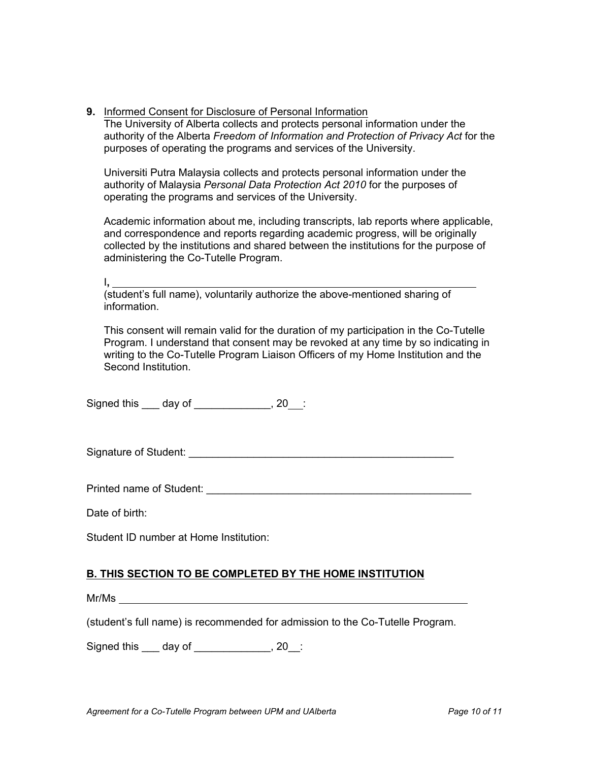**9.** Informed Consent for Disclosure of Personal Information

The University of Alberta collects and protects personal information under the authority of the Alberta *Freedom of Information and Protection of Privacy Act* for the purposes of operating the programs and services of the University.

Universiti Putra Malaysia collects and protects personal information under the authority of Malaysia *Personal Data Protection Act 2010* for the purposes of operating the programs and services of the University.

Academic information about me, including transcripts, lab reports where applicable, and correspondence and reports regarding academic progress, will be originally collected by the institutions and shared between the institutions for the purpose of administering the Co-Tutelle Program.

I, ________________________________________________________________
(student's full name), voluntarily authorize the above-mentioned sharing of information.

This consent will remain valid for the duration of my participation in the Co-Tutelle Program. I understand that consent may be revoked at any time by so indicating in writing to the Co-Tutelle Program Liaison Officers of my Home Institution and the Second Institution.

Signed this ___ day of _____________, 20__:

Signature of Student: ______________________________________________

Printed name of Student: ______________________________________________

Date of birth:

Student ID number at Home Institution:

## B. THIS SECTION TO BE COMPLETED BY THE HOME INSTITUTION

Mr/Ms ______________________________________________________________

(student's full name) is recommended for admission to the Co-Tutelle Program.

Signed this ___ day of _____________, 20__: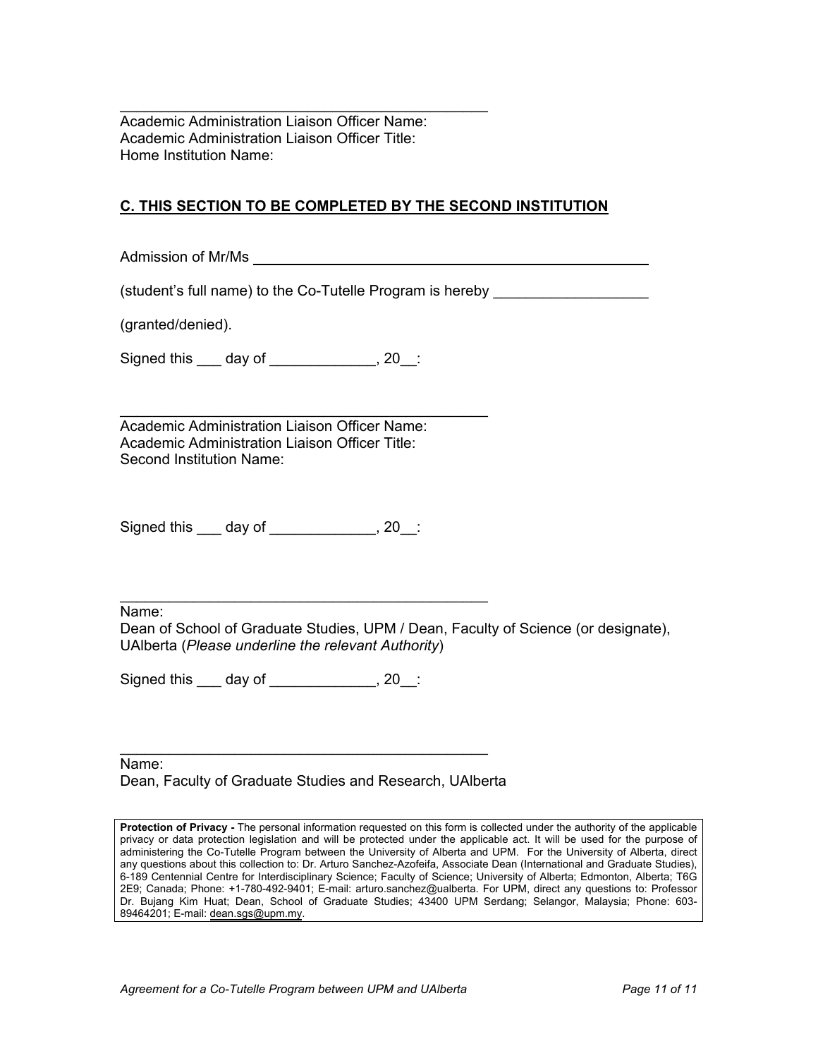\_\_\_\_\_\_\_\_\_\_\_\_\_\_\_\_\_\_\_\_\_\_\_\_\_\_\_\_\_\_\_\_\_\_\_\_\_\_\_\_\_\_\_\_

Academic Administration Liaison Officer Name:
Academic Administration Liaison Officer Title:
Home Institution Name:

## C. THIS SECTION TO BE COMPLETED BY THE SECOND INSTITUTION

Admission of Mr/Ms \_\_\_\_\_\_\_\_\_\_\_\_\_\_\_\_\_\_\_\_\_\_\_\_\_\_\_\_\_\_\_\_\_\_\_\_\_\_\_\_\_\_\_\_\_\_\_\_

(student's full name) to the Co-Tutelle Program is hereby \_\_\_\_\_\_\_\_\_\_\_\_\_\_\_\_\_\_\_

(granted/denied).

Signed this \_\_\_ day of \_\_\_\_\_\_\_\_\_\_\_\_\_, 20\_\_:

\_\_\_\_\_\_\_\_\_\_\_\_\_\_\_\_\_\_\_\_\_\_\_\_\_\_\_\_\_\_\_\_\_\_\_\_\_\_\_\_\_\_\_\_

Academic Administration Liaison Officer Name:
Academic Administration Liaison Officer Title:
Second Institution Name:

Signed this \_\_\_ day of \_\_\_\_\_\_\_\_\_\_\_\_\_, 20\_\_:

\_\_\_\_\_\_\_\_\_\_\_\_\_\_\_\_\_\_\_\_\_\_\_\_\_\_\_\_\_\_\_\_\_\_\_\_\_\_\_\_\_\_\_\_

Name:
Dean of School of Graduate Studies, UPM / Dean, Faculty of Science (or designate), UAlberta (*Please underline the relevant Authority*)

Signed this \_\_\_ day of \_\_\_\_\_\_\_\_\_\_\_\_\_, 20\_\_:

\_\_\_\_\_\_\_\_\_\_\_\_\_\_\_\_\_\_\_\_\_\_\_\_\_\_\_\_\_\_\_\_\_\_\_\_\_\_\_\_\_\_\_\_

Name:
Dean, Faculty of Graduate Studies and Research, UAlberta

**Protection of Privacy -** The personal information requested on this form is collected under the authority of the applicable privacy or data protection legislation and will be protected under the applicable act. It will be used for the purpose of administering the Co-Tutelle Program between the University of Alberta and UPM. For the University of Alberta, direct any questions about this collection to: Dr. Arturo Sanchez-Azofeifa, Associate Dean (International and Graduate Studies), 6-189 Centennial Centre for Interdisciplinary Science; Faculty of Science; University of Alberta; Edmonton, Alberta; T6G 2E9; Canada; Phone: +1-780-492-9401; E-mail: arturo.sanchez@ualberta. For UPM, direct any questions to: Professor Dr. Bujang Kim Huat; Dean, School of Graduate Studies; 43400 UPM Serdang; Selangor, Malaysia; Phone: 603-89464201; E-mail: dean.sgs@upm.my.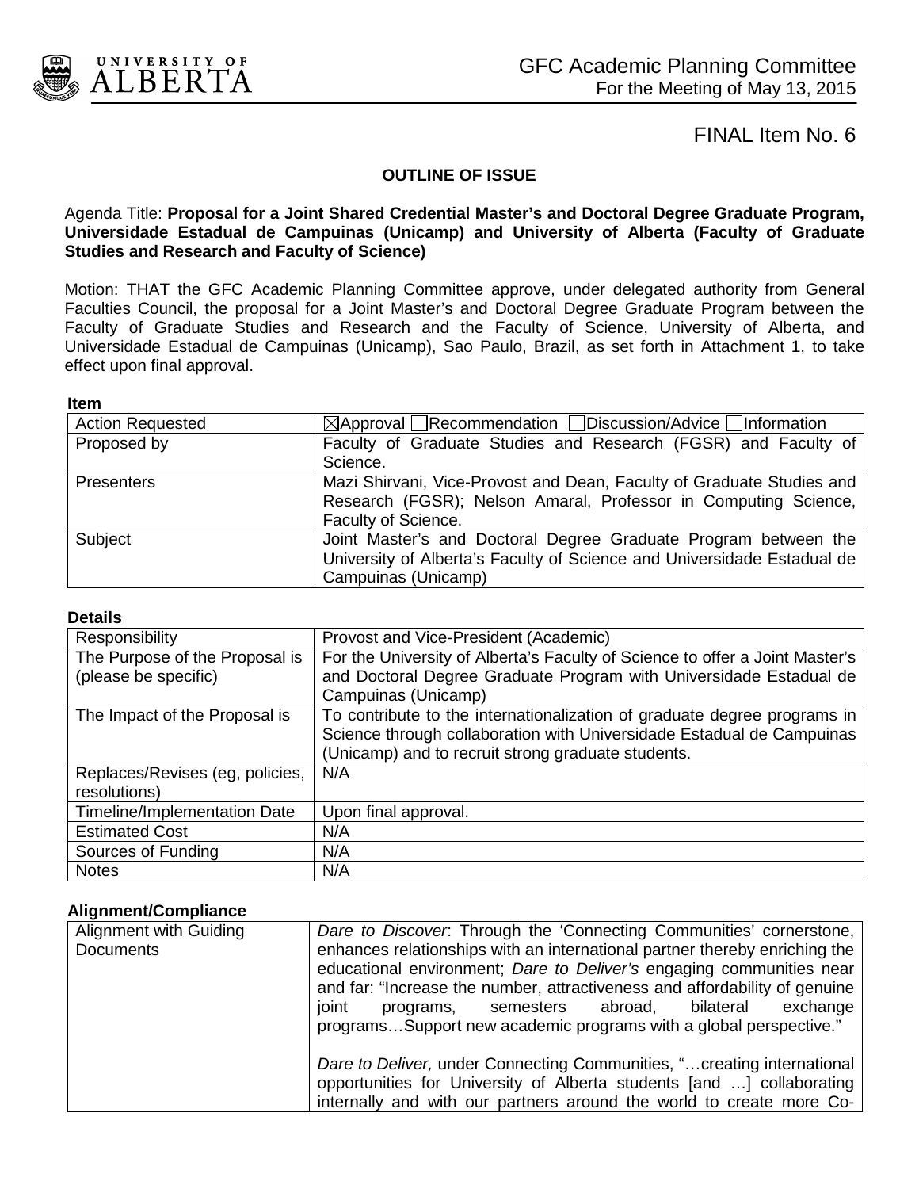GFC Academic Planning Committee
For the Meeting of May 13, 2015

FINAL Item No. 6

## OUTLINE OF ISSUE

Agenda Title: **Proposal for a Joint Shared Credential Master's and Doctoral Degree Graduate Program, Universidade Estadual de Campuinas (Unicamp) and University of Alberta (Faculty of Graduate Studies and Research and Faculty of Science)**

Motion: THAT the GFC Academic Planning Committee approve, under delegated authority from General Faculties Council, the proposal for a Joint Master's and Doctoral Degree Graduate Program between the Faculty of Graduate Studies and Research and the Faculty of Science, University of Alberta, and Universidade Estadual de Campuinas (Unicamp), Sao Paulo, Brazil, as set forth in Attachment 1, to take effect upon final approval.

**Item**

| | |
|---|---|
| Action Requested | ☒Approval ☐Recommendation ☐Discussion/Advice ☐Information |
| Proposed by | Faculty of Graduate Studies and Research (FGSR) and Faculty of Science. |
| Presenters | Mazi Shirvani, Vice-Provost and Dean, Faculty of Graduate Studies and Research (FGSR); Nelson Amaral, Professor in Computing Science, Faculty of Science. |
| Subject | Joint Master's and Doctoral Degree Graduate Program between the University of Alberta's Faculty of Science and Universidade Estadual de Campuinas (Unicamp) |

**Details**

| | |
|---|---|
| Responsibility | Provost and Vice-President (Academic) |
| The Purpose of the Proposal is (please be specific) | For the University of Alberta's Faculty of Science to offer a Joint Master's and Doctoral Degree Graduate Program with Universidade Estadual de Campuinas (Unicamp) |
| The Impact of the Proposal is | To contribute to the internationalization of graduate degree programs in Science through collaboration with Universidade Estadual de Campuinas (Unicamp) and to recruit strong graduate students. |
| Replaces/Revises (eg, policies, resolutions) | N/A |
| Timeline/Implementation Date | Upon final approval. |
| Estimated Cost | N/A |
| Sources of Funding | N/A |
| Notes | N/A |

**Alignment/Compliance**

| | |
|---|---|
| Alignment with Guiding Documents | *Dare to Discover*: Through the 'Connecting Communities' cornerstone, enhances relationships with an international partner thereby enriching the educational environment; *Dare to Deliver's* engaging communities near and far: "Increase the number, attractiveness and affordability of genuine joint programs, semesters abroad, bilateral exchange programs…Support new academic programs with a global perspective."<br><br>*Dare to Deliver,* under Connecting Communities, "…creating international opportunities for University of Alberta students [and …] collaborating internally and with our partners around the world to create more Co- |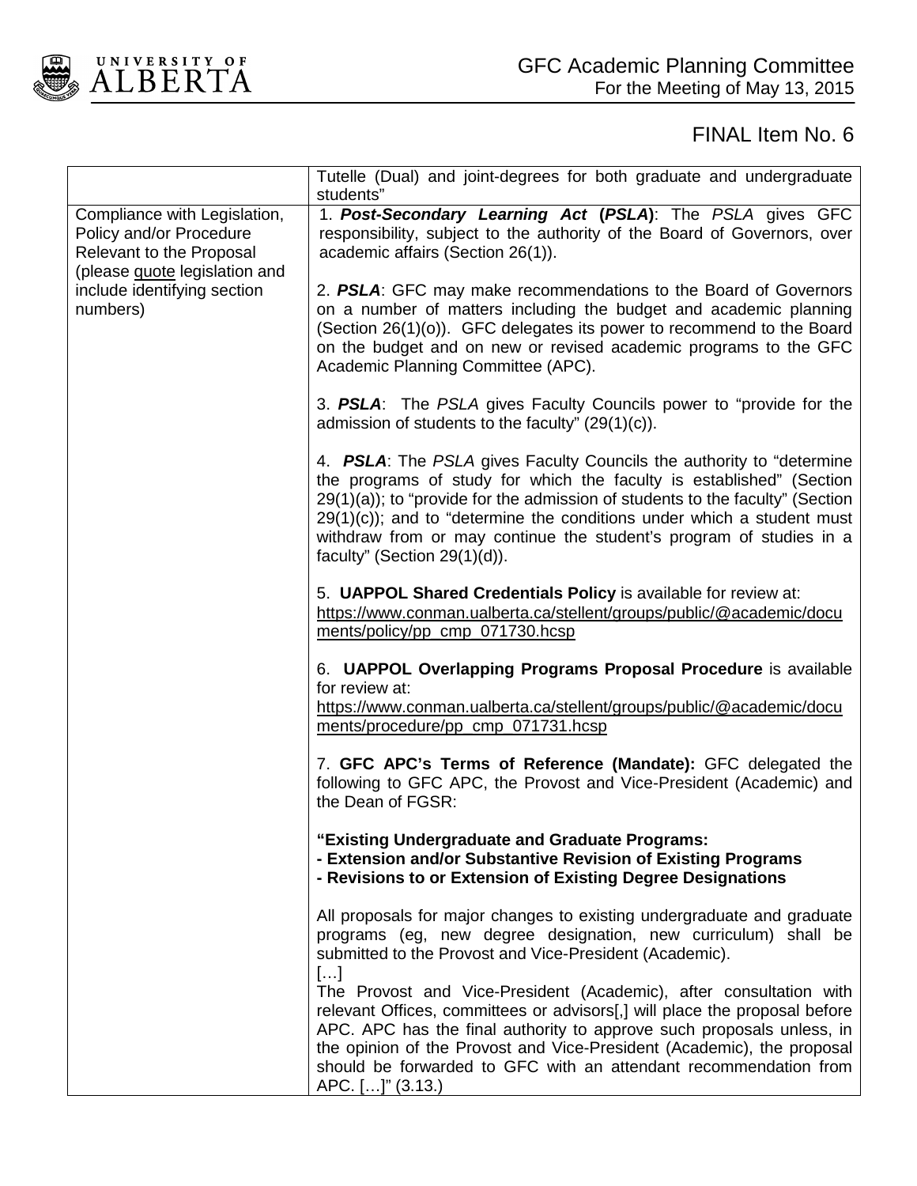| | |
|---|---|
| | Tutelle (Dual) and joint-degrees for both graduate and undergraduate students" |
| Compliance with Legislation, Policy and/or Procedure Relevant to the Proposal (please quote legislation and include identifying section numbers) | 1. ***Post-Secondary Learning Act* (*PSLA*)**: The *PSLA* gives GFC responsibility, subject to the authority of the Board of Governors, over academic affairs (Section 26(1)).<br><br>2. ***PSLA***: GFC may make recommendations to the Board of Governors on a number of matters including the budget and academic planning (Section 26(1)(o)). GFC delegates its power to recommend to the Board on the budget and on new or revised academic programs to the GFC Academic Planning Committee (APC).<br><br>3. ***PSLA***: The *PSLA* gives Faculty Councils power to "provide for the admission of students to the faculty" (29(1)(c)).<br><br>4. ***PSLA***: The *PSLA* gives Faculty Councils the authority to "determine the programs of study for which the faculty is established" (Section 29(1)(a)); to "provide for the admission of students to the faculty" (Section 29(1)(c)); and to "determine the conditions under which a student must withdraw from or may continue the student's program of studies in a faculty" (Section 29(1)(d)).<br><br>5. **UAPPOL Shared Credentials Policy** is available for review at: https://www.conman.ualberta.ca/stellent/groups/public/@academic/documents/policy/pp_cmp_071730.hcsp<br><br>6. **UAPPOL Overlapping Programs Proposal Procedure** is available for review at: https://www.conman.ualberta.ca/stellent/groups/public/@academic/documents/procedure/pp_cmp_071731.hcsp<br><br>7. **GFC APC's Terms of Reference (Mandate):** GFC delegated the following to GFC APC, the Provost and Vice-President (Academic) and the Dean of FGSR:<br><br>**"Existing Undergraduate and Graduate Programs:**<br>**- Extension and/or Substantive Revision of Existing Programs**<br>**- Revisions to or Extension of Existing Degree Designations**<br><br>All proposals for major changes to existing undergraduate and graduate programs (eg, new degree designation, new curriculum) shall be submitted to the Provost and Vice-President (Academic).<br>[…]<br>The Provost and Vice-President (Academic), after consultation with relevant Offices, committees or advisors[,] will place the proposal before APC. APC has the final authority to approve such proposals unless, in the opinion of the Provost and Vice-President (Academic), the proposal should be forwarded to GFC with an attendant recommendation from APC. […]" (3.13.) |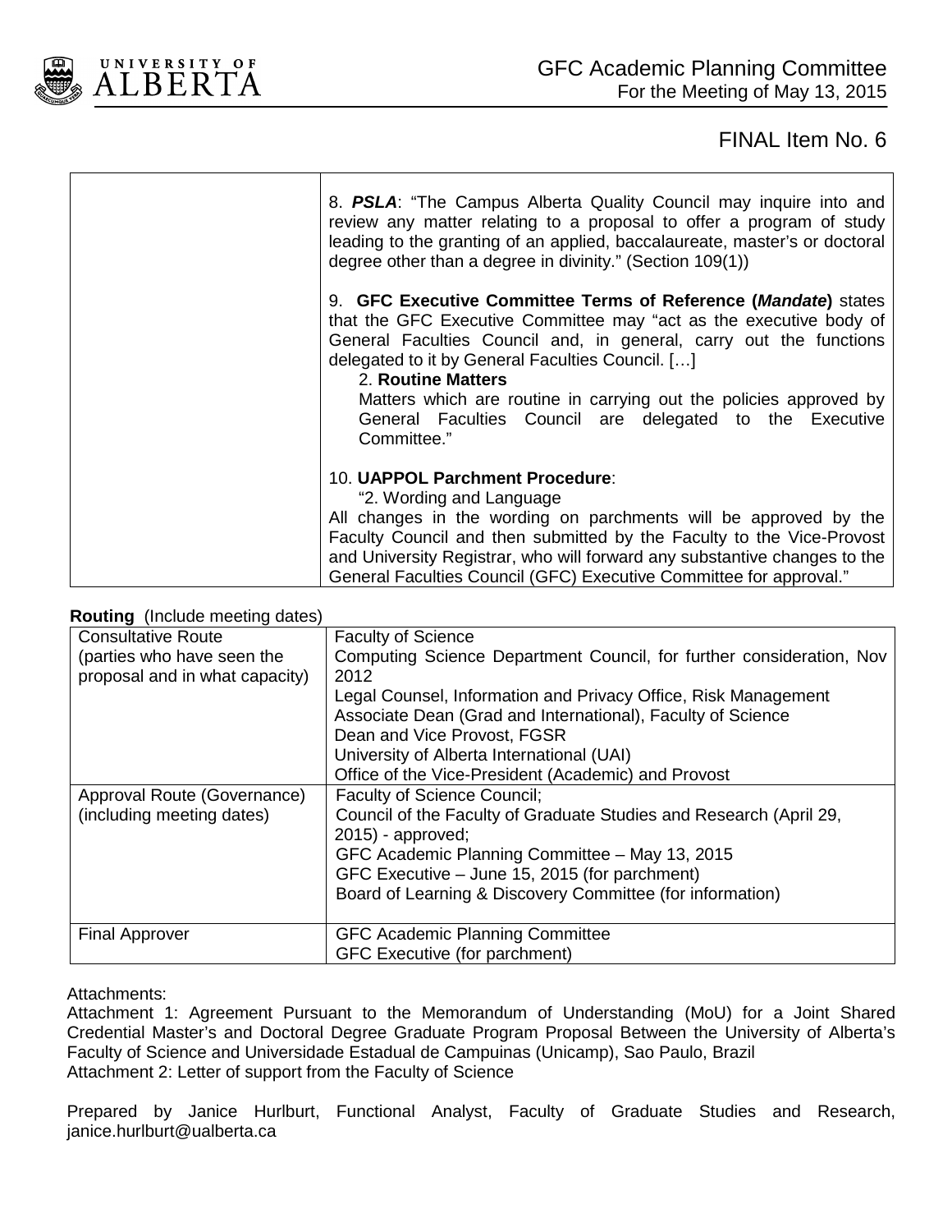FINAL Item No. 6

| | |
|---|---|
| | 8. ***PSLA***: "The Campus Alberta Quality Council may inquire into and review any matter relating to a proposal to offer a program of study leading to the granting of an applied, baccalaureate, master's or doctoral degree other than a degree in divinity." (Section 109(1))<br><br>9. **GFC Executive Committee Terms of Reference (*Mandate*)** states that the GFC Executive Committee may "act as the executive body of General Faculties Council and, in general, carry out the functions delegated to it by General Faculties Council. […]<br>2. **Routine Matters**<br>Matters which are routine in carrying out the policies approved by General Faculties Council are delegated to the Executive Committee."<br><br>10. **UAPPOL Parchment Procedure**:<br>"2. Wording and Language<br>All changes in the wording on parchments will be approved by the Faculty Council and then submitted by the Faculty to the Vice-Provost and University Registrar, who will forward any substantive changes to the General Faculties Council (GFC) Executive Committee for approval." |

**Routing** (Include meeting dates)

| | |
|---|---|
| Consultative Route (parties who have seen the proposal and in what capacity) | Faculty of Science<br>Computing Science Department Council, for further consideration, Nov 2012<br>Legal Counsel, Information and Privacy Office, Risk Management<br>Associate Dean (Grad and International), Faculty of Science<br>Dean and Vice Provost, FGSR<br>University of Alberta International (UAI)<br>Office of the Vice-President (Academic) and Provost |
| Approval Route (Governance) (including meeting dates) | Faculty of Science Council;<br>Council of the Faculty of Graduate Studies and Research (April 29, 2015) - approved;<br>GFC Academic Planning Committee – May 13, 2015<br>GFC Executive – June 15, 2015 (for parchment)<br>Board of Learning & Discovery Committee (for information) |
| Final Approver | GFC Academic Planning Committee<br>GFC Executive (for parchment) |

Attachments:

Attachment 1: Agreement Pursuant to the Memorandum of Understanding (MoU) for a Joint Shared Credential Master's and Doctoral Degree Graduate Program Proposal Between the University of Alberta's Faculty of Science and Universidade Estadual de Campuinas (Unicamp), Sao Paulo, Brazil

Attachment 2: Letter of support from the Faculty of Science

Prepared by Janice Hurlburt, Functional Analyst, Faculty of Graduate Studies and Research, janice.hurlburt@ualberta.ca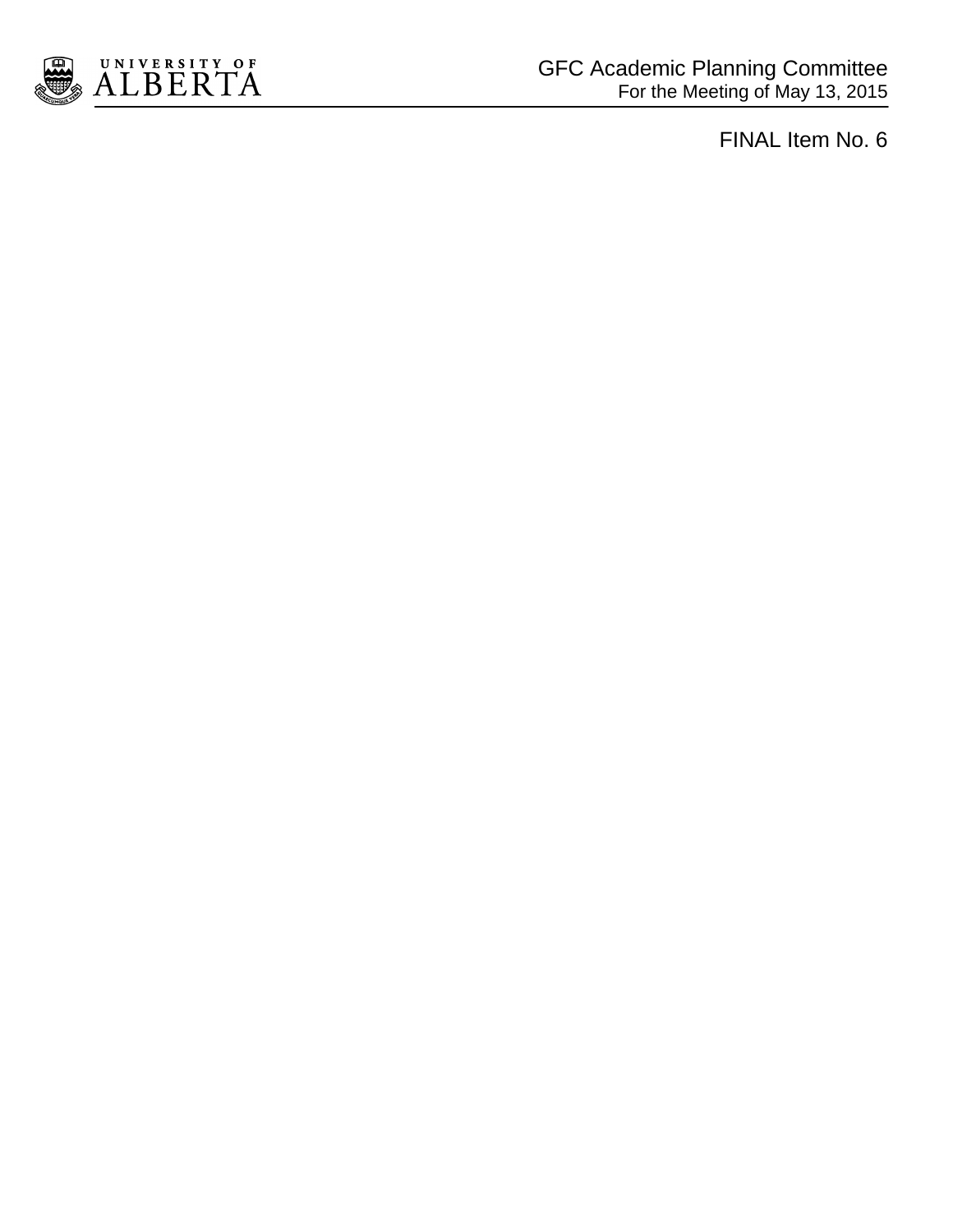GFC Academic Planning Committee
For the Meeting of May 13, 2015

FINAL Item No. 6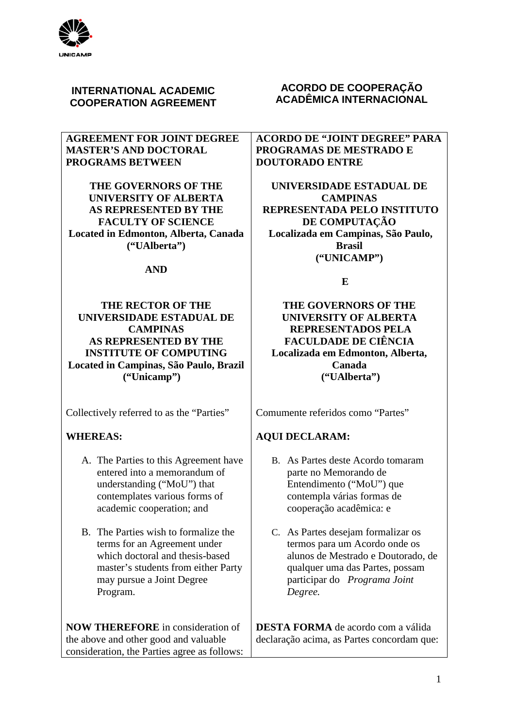UNICAMP

| **INTERNATIONAL ACADEMIC COOPERATION AGREEMENT** | **ACORDO DE COOPERAÇÃO ACADÊMICA INTERNACIONAL** |
| --- | --- |
| **AGREEMENT FOR JOINT DEGREE MASTER'S AND DOCTORAL PROGRAMS BETWEEN**<br><br>**THE GOVERNORS OF THE UNIVERSITY OF ALBERTA AS REPRESENTED BY THE FACULTY OF SCIENCE**<br>**Located in Edmonton, Alberta, Canada**<br>**("UAlberta")**<br><br>**AND**<br><br>**THE RECTOR OF THE UNIVERSIDADE ESTADUAL DE CAMPINAS AS REPRESENTED BY THE INSTITUTE OF COMPUTING**<br>**Located in Campinas, São Paulo, Brazil**<br>**("Unicamp")** | **ACORDO DE "JOINT DEGREE" PARA PROGRAMAS DE MESTRADO E DOUTORADO ENTRE**<br><br>**UNIVERSIDADE ESTADUAL DE CAMPINAS REPRESENTADA PELO INSTITUTO DE COMPUTAÇÃO**<br>**Localizada em Campinas, São Paulo, Brasil**<br>**("UNICAMP")**<br><br>**E**<br><br>**THE GOVERNORS OF THE UNIVERSITY OF ALBERTA REPRESENTADOS PELA FACULDADE DE CIÊNCIA**<br>**Localizada em Edmonton, Alberta, Canada**<br>**("UAlberta")** |
| Collectively referred to as the "Parties"<br><br>**WHEREAS:**<br><br>A. The Parties to this Agreement have entered into a memorandum of understanding ("MoU") that contemplates various forms of academic cooperation; and<br><br>B. The Parties wish to formalize the terms for an Agreement under which doctoral and thesis-based master's students from either Party may pursue a Joint Degree Program. | Comumente referidos como "Partes"<br><br>**AQUI DECLARAM:**<br><br>B. As Partes deste Acordo tomaram parte no Memorando de Entendimento ("MoU") que contempla várias formas de cooperação acadêmica: e<br><br>C. As Partes desejam formalizar os termos para um Acordo onde os alunos de Mestrado e Doutorado, de qualquer uma das Partes, possam participar do *Programa Joint Degree.* |
| **NOW THEREFORE** in consideration of the above and other good and valuable consideration, the Parties agree as follows: | **DESTA FORMA** de acordo com a válida declaração acima, as Partes concordam que: |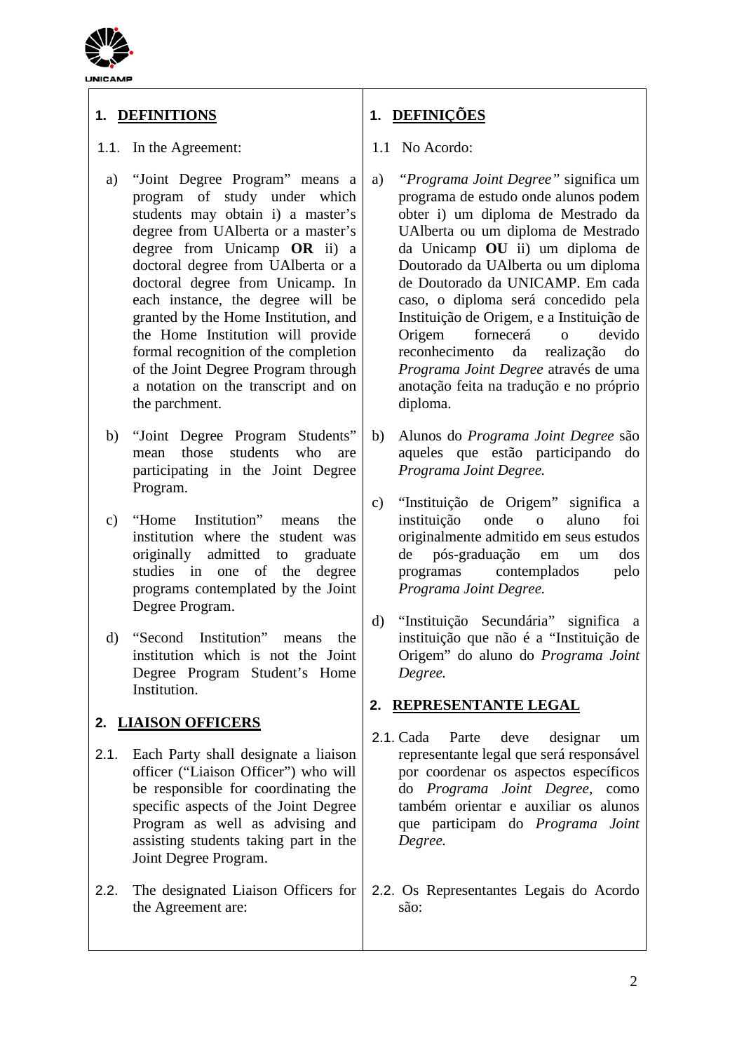UNICAMP

## 1. DEFINITIONS

1.1. In the Agreement:

a) "Joint Degree Program" means a program of study under which students may obtain i) a master's degree from UAlberta or a master's degree from Unicamp **OR** ii) a doctoral degree from UAlberta or a doctoral degree from Unicamp. In each instance, the degree will be granted by the Home Institution, and the Home Institution will provide formal recognition of the completion of the Joint Degree Program through a notation on the transcript and on the parchment.

b) "Joint Degree Program Students" mean those students who are participating in the Joint Degree Program.

c) "Home Institution" means the institution where the student was originally admitted to graduate studies in one of the degree programs contemplated by the Joint Degree Program.

d) "Second Institution" means the institution which is not the Joint Degree Program Student's Home Institution.

## 2. LIAISON OFFICERS

2.1. Each Party shall designate a liaison officer ("Liaison Officer") who will be responsible for coordinating the specific aspects of the Joint Degree Program as well as advising and assisting students taking part in the Joint Degree Program.

2.2. The designated Liaison Officers for the Agreement are:

## 1. DEFINIÇÕES

1.1 No Acordo:

a) *"Programa Joint Degree"* significa um programa de estudo onde alunos podem obter i) um diploma de Mestrado da UAlberta ou um diploma de Mestrado da Unicamp **OU** ii) um diploma de Doutorado da UAlberta ou um diploma de Doutorado da UNICAMP. Em cada caso, o diploma será concedido pela Instituição de Origem, e a Instituição de Origem fornecerá o devido reconhecimento da realização do *Programa Joint Degree* através de uma anotação feita na tradução e no próprio diploma.

b) Alunos do *Programa Joint Degree* são aqueles que estão participando do *Programa Joint Degree.*

c) "Instituição de Origem" significa a instituição onde o aluno foi originalmente admitido em seus estudos de pós-graduação em um dos programas contemplados pelo *Programa Joint Degree.*

d) "Instituição Secundária" significa a instituição que não é a "Instituição de Origem" do aluno do *Programa Joint Degree.*

## 2. REPRESENTANTE LEGAL

2.1. Cada Parte deve designar um representante legal que será responsável por coordenar os aspectos específicos do *Programa Joint Degree*, como também orientar e auxiliar os alunos que participam do *Programa Joint Degree.*

2.2. Os Representantes Legais do Acordo são: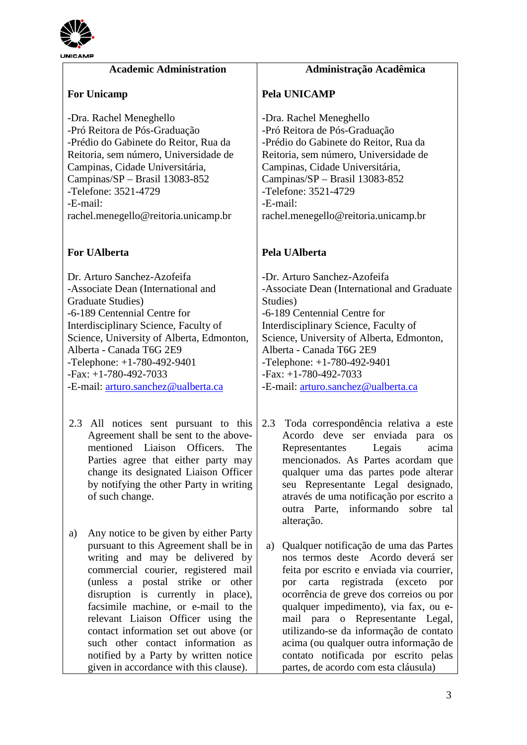UNICAMP

| Academic Administration | Administração Acadêmica |
|---|---|
| **For Unicamp**<br><br>-Dra. Rachel Meneghello<br>-Pró Reitora de Pós-Graduação<br>-Prédio do Gabinete do Reitor, Rua da Reitoria, sem número, Universidade de Campinas, Cidade Universitária, Campinas/SP – Brasil 13083-852<br>-Telefone: 3521-4729<br>-E-mail: rachel.menegello@reitoria.unicamp.br | **Pela UNICAMP**<br><br>-Dra. Rachel Meneghello<br>-Pró Reitora de Pós-Graduação<br>-Prédio do Gabinete do Reitor, Rua da Reitoria, sem número, Universidade de Campinas, Cidade Universitária, Campinas/SP – Brasil 13083-852<br>-Telefone: 3521-4729<br>-E-mail: rachel.menegello@reitoria.unicamp.br |
| **For UAlberta**<br><br>Dr. Arturo Sanchez-Azofeifa<br>-Associate Dean (International and Graduate Studies)<br>-6-189 Centennial Centre for Interdisciplinary Science, Faculty of Science, University of Alberta, Edmonton, Alberta - Canada T6G 2E9<br>-Telephone: +1-780-492-9401<br>-Fax: +1-780-492-7033<br>-E-mail: arturo.sanchez@ualberta.ca | **Pela UAlberta**<br><br>-Dr. Arturo Sanchez-Azofeifa<br>-Associate Dean (International and Graduate Studies)<br>-6-189 Centennial Centre for Interdisciplinary Science, Faculty of Science, University of Alberta, Edmonton, Alberta - Canada T6G 2E9<br>-Telephone: +1-780-492-9401<br>-Fax: +1-780-492-7033<br>-E-mail: arturo.sanchez@ualberta.ca |
| 2.3 All notices sent pursuant to this Agreement shall be sent to the above-mentioned Liaison Officers. The Parties agree that either party may change its designated Liaison Officer by notifying the other Party in writing of such change.<br><br>a) Any notice to be given by either Party pursuant to this Agreement shall be in writing and may be delivered by commercial courier, registered mail (unless a postal strike or other disruption is currently in place), facsimile machine, or e-mail to the relevant Liaison Officer using the contact information set out above (or such other contact information as notified by a Party by written notice given in accordance with this clause). | 2.3 Toda correspondência relativa a este Acordo deve ser enviada para os Representantes Legais acima mencionados. As Partes acordam que qualquer uma das partes pode alterar seu Representante Legal designado, através de uma notificação por escrito a outra Parte, informando sobre tal alteração.<br><br>a) Qualquer notificação de uma das Partes nos termos deste Acordo deverá ser feita por escrito e enviada via courrier, por carta registrada (exceto por ocorrência de greve dos correios ou por qualquer impedimento), via fax, ou e-mail para o Representante Legal, utilizando-se da informação de contato acima (ou qualquer outra informação de contato notificada por escrito pelas partes, de acordo com esta cláusula) |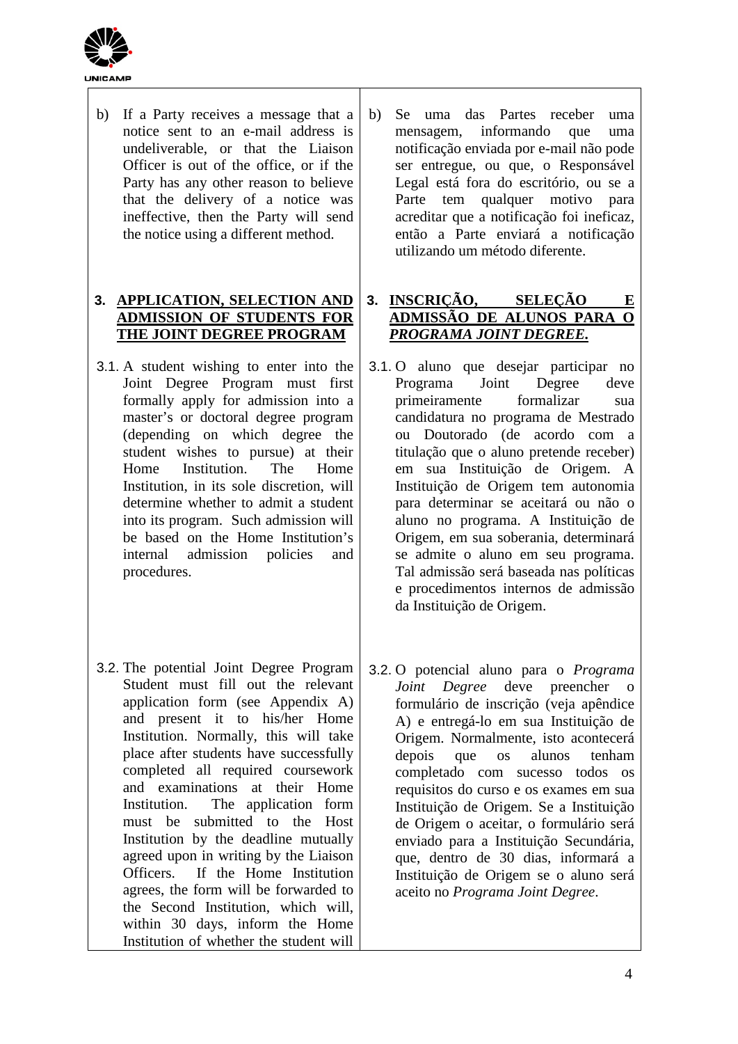b) If a Party receives a message that a notice sent to an e-mail address is undeliverable, or that the Liaison Officer is out of the office, or if the Party has any other reason to believe that the delivery of a notice was ineffective, then the Party will send the notice using a different method.

b) Se uma das Partes receber uma mensagem, informando que uma notificação enviada por e-mail não pode ser entregue, ou que, o Responsável Legal está fora do escritório, ou se a Parte tem qualquer motivo para acreditar que a notificação foi ineficaz, então a Parte enviará a notificação utilizando um método diferente.

**3. <u>APPLICATION, SELECTION AND ADMISSION OF STUDENTS FOR THE JOINT DEGREE PROGRAM</u>**

**3. <u>INSCRIÇÃO, SELEÇÃO E ADMISSÃO DE ALUNOS PARA O *PROGRAMA JOINT DEGREE.*</u>**

3.1. A student wishing to enter into the Joint Degree Program must first formally apply for admission into a master's or doctoral degree program (depending on which degree the student wishes to pursue) at their Home Institution. The Home Institution, in its sole discretion, will determine whether to admit a student into its program. Such admission will be based on the Home Institution's internal admission policies and procedures.

3.1. O aluno que desejar participar no Programa Joint Degree deve primeiramente formalizar sua candidatura no programa de Mestrado ou Doutorado (de acordo com a titulação que o aluno pretende receber) em sua Instituição de Origem. A Instituição de Origem tem autonomia para determinar se aceitará ou não o aluno no programa. A Instituição de Origem, em sua soberania, determinará se admite o aluno em seu programa. Tal admissão será baseada nas políticas e procedimentos internos de admissão da Instituição de Origem.

3.2. The potential Joint Degree Program Student must fill out the relevant application form (see Appendix A) and present it to his/her Home Institution. Normally, this will take place after students have successfully completed all required coursework and examinations at their Home Institution. The application form must be submitted to the Host Institution by the deadline mutually agreed upon in writing by the Liaison Officers. If the Home Institution agrees, the form will be forwarded to the Second Institution, which will, within 30 days, inform the Home Institution of whether the student will

3.2. O potencial aluno para o *Programa Joint Degree* deve preencher o formulário de inscrição (veja apêndice A) e entregá-lo em sua Instituição de Origem. Normalmente, isto acontecerá depois que os alunos tenham completado com sucesso todos os requisitos do curso e os exames em sua Instituição de Origem. Se a Instituição de Origem o aceitar, o formulário será enviado para a Instituição Secundária, que, dentro de 30 dias, informará a Instituição de Origem se o aluno será aceito no *Programa Joint Degree*.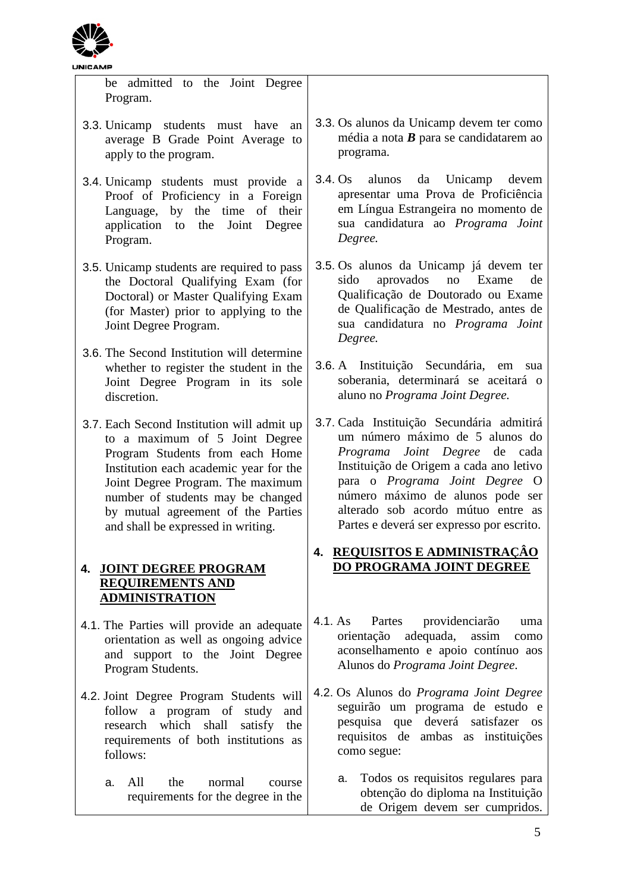| | |
|---|---|
| be admitted to the Joint Degree Program. | |
| 3.3. Unicamp students must have an average B Grade Point Average to apply to the program. | 3.3. Os alunos da Unicamp devem ter como média a nota ***B*** para se candidatarem ao programa. |
| 3.4. Unicamp students must provide a Proof of Proficiency in a Foreign Language, by the time of their application to the Joint Degree Program. | 3.4. Os alunos da Unicamp devem apresentar uma Prova de Proficiência em Língua Estrangeira no momento de sua candidatura ao *Programa Joint Degree.* |
| 3.5. Unicamp students are required to pass the Doctoral Qualifying Exam (for Doctoral) or Master Qualifying Exam (for Master) prior to applying to the Joint Degree Program. | 3.5. Os alunos da Unicamp já devem ter sido aprovados no Exame de Qualificação de Doutorado ou Exame de Qualificação de Mestrado, antes de sua candidatura no *Programa Joint Degree.* |
| 3.6. The Second Institution will determine whether to register the student in the Joint Degree Program in its sole discretion. | 3.6. A Instituição Secundária, em sua soberania, determinará se aceitará o aluno no *Programa Joint Degree.* |
| 3.7. Each Second Institution will admit up to a maximum of 5 Joint Degree Program Students from each Home Institution each academic year for the Joint Degree Program. The maximum number of students may be changed by mutual agreement of the Parties and shall be expressed in writing. | 3.7. Cada Instituição Secundária admitirá um número máximo de 5 alunos do *Programa Joint Degree* de cada Instituição de Origem a cada ano letivo para o *Programa Joint Degree* O número máximo de alunos pode ser alterado sob acordo mútuo entre as Partes e deverá ser expresso por escrito. |
| **4. <u>JOINT DEGREE PROGRAM REQUIREMENTS AND ADMINISTRATION</u>** | **4. <u>REQUISITOS E ADMINISTRAÇÂO DO PROGRAMA JOINT DEGREE</u>** |
| 4.1. The Parties will provide an adequate orientation as well as ongoing advice and support to the Joint Degree Program Students. | 4.1. As Partes providenciarão uma orientação adequada, assim como aconselhamento e apoio contínuo aos Alunos do *Programa Joint Degree*. |
| 4.2. Joint Degree Program Students will follow a program of study and research which shall satisfy the requirements of both institutions as follows: | 4.2. Os Alunos do *Programa Joint Degree* seguirão um programa de estudo e pesquisa que deverá satisfazer os requisitos de ambas as instituições como segue: |
| a. All the normal course requirements for the degree in the | a. Todos os requisitos regulares para obtenção do diploma na Instituição de Origem devem ser cumpridos. |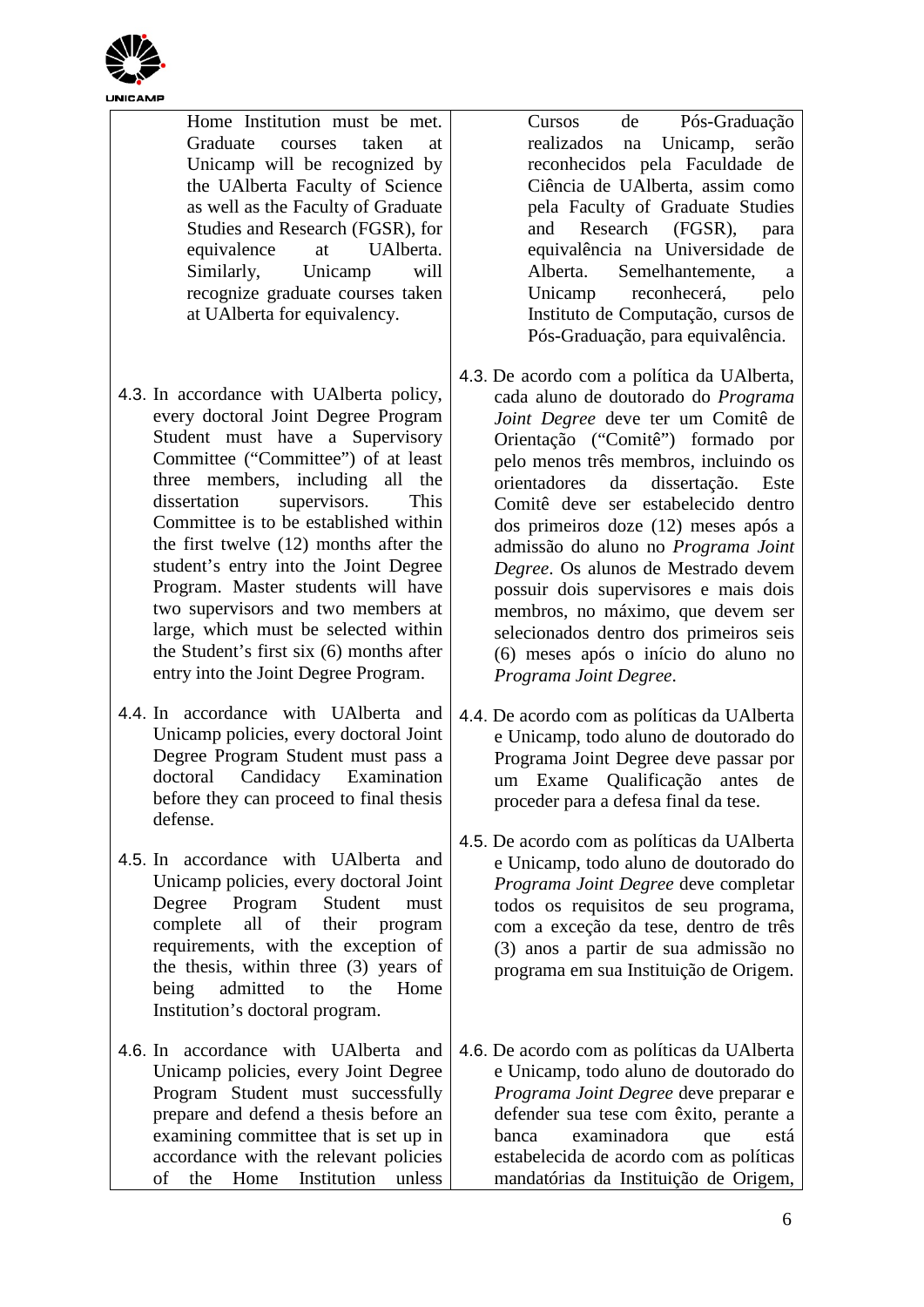| | |
|---|---|
| Home Institution must be met. Graduate courses taken at Unicamp will be recognized by the UAlberta Faculty of Science as well as the Faculty of Graduate Studies and Research (FGSR), for equivalence at UAlberta. Similarly, Unicamp will recognize graduate courses taken at UAlberta for equivalency. | Cursos de Pós-Graduação realizados na Unicamp, serão reconhecidos pela Faculdade de Ciência de UAlberta, assim como pela Faculty of Graduate Studies and Research (FGSR), para equivalência na Universidade de Alberta. Semelhantemente, a Unicamp reconhecerá, pelo Instituto de Computação, cursos de Pós-Graduação, para equivalência. |
| 4.3. In accordance with UAlberta policy, every doctoral Joint Degree Program Student must have a Supervisory Committee (“Committee”) of at least three members, including all the dissertation supervisors. This Committee is to be established within the first twelve (12) months after the student’s entry into the Joint Degree Program. Master students will have two supervisors and two members at large, which must be selected within the Student’s first six (6) months after entry into the Joint Degree Program. | 4.3. De acordo com a política da UAlberta, cada aluno de doutorado do *Programa Joint Degree* deve ter um Comitê de Orientação (“Comitê”) formado por pelo menos três membros, incluindo os orientadores da dissertação. Este Comitê deve ser estabelecido dentro dos primeiros doze (12) meses após a admissão do aluno no *Programa Joint Degree*. Os alunos de Mestrado devem possuir dois supervisores e mais dois membros, no máximo, que devem ser selecionados dentro dos primeiros seis (6) meses após o início do aluno no *Programa Joint Degree*. |
| 4.4. In accordance with UAlberta and Unicamp policies, every doctoral Joint Degree Program Student must pass a doctoral Candidacy Examination before they can proceed to final thesis defense. | 4.4. De acordo com as políticas da UAlberta e Unicamp, todo aluno de doutorado do Programa Joint Degree deve passar por um Exame Qualificação antes de proceder para a defesa final da tese. |
| 4.5. In accordance with UAlberta and Unicamp policies, every doctoral Joint Degree Program Student must complete all of their program requirements, with the exception of the thesis, within three (3) years of being admitted to the Home Institution’s doctoral program. | 4.5. De acordo com as políticas da UAlberta e Unicamp, todo aluno de doutorado do *Programa Joint Degree* deve completar todos os requisitos de seu programa, com a exceção da tese, dentro de três (3) anos a partir de sua admissão no programa em sua Instituição de Origem. |
| 4.6. In accordance with UAlberta and Unicamp policies, every Joint Degree Program Student must successfully prepare and defend a thesis before an examining committee that is set up in accordance with the relevant policies of the Home Institution unless | 4.6. De acordo com as políticas da UAlberta e Unicamp, todo aluno de doutorado do *Programa Joint Degree* deve preparar e defender sua tese com êxito, perante a banca examinadora que está estabelecida de acordo com as políticas mandatórias da Instituição de Origem, |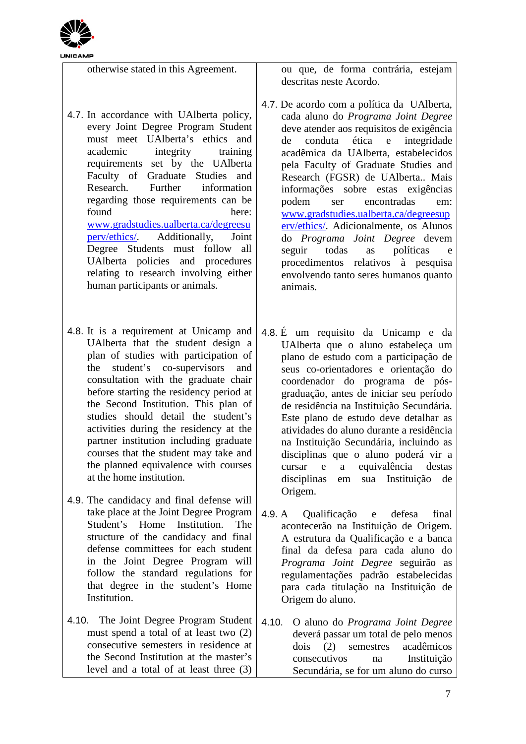| | |
|---|---|
| otherwise stated in this Agreement. | ou que, de forma contrária, estejam descritas neste Acordo. |
| 4.7. In accordance with UAlberta policy, every Joint Degree Program Student must meet UAlberta's ethics and academic integrity training requirements set by the UAlberta Faculty of Graduate Studies and Research. Further information regarding those requirements can be found here: www.gradstudies.ualberta.ca/degreesuperv/ethics/. Additionally, Joint Degree Students must follow all UAlberta policies and procedures relating to research involving either human participants or animals. | 4.7. De acordo com a política da UAlberta, cada aluno do *Programa Joint Degree* deve atender aos requisitos de exigência de conduta ética e integridade acadêmica da UAlberta, estabelecidos pela Faculty of Graduate Studies and Research (FGSR) de UAlberta.. Mais informações sobre estas exigências podem ser encontradas em: www.gradstudies.ualberta.ca/degreesuperv/ethics/. Adicionalmente, os Alunos do *Programa Joint Degree* devem seguir todas as políticas e procedimentos relativos à pesquisa envolvendo tanto seres humanos quanto animais. |
| 4.8. It is a requirement at Unicamp and UAlberta that the student design a plan of studies with participation of the student's co-supervisors and consultation with the graduate chair before starting the residency period at the Second Institution. This plan of studies should detail the student's activities during the residency at the partner institution including graduate courses that the student may take and the planned equivalence with courses at the home institution. | 4.8. É um requisito da Unicamp e da UAlberta que o aluno estabeleça um plano de estudo com a participação de seus co-orientadores e orientação do coordenador do programa de pós-graduação, antes de iniciar seu período de residência na Instituição Secundária. Este plano de estudo deve detalhar as atividades do aluno durante a residência na Instituição Secundária, incluindo as disciplinas que o aluno poderá vir a cursar e a equivalência destas disciplinas em sua Instituição de Origem. |
| 4.9. The candidacy and final defense will take place at the Joint Degree Program Student's Home Institution. The structure of the candidacy and final defense committees for each student in the Joint Degree Program will follow the standard regulations for that degree in the student's Home Institution. | 4.9. A Qualificação e defesa final acontecerão na Instituição de Origem. A estrutura da Qualificação e a banca final da defesa para cada aluno do *Programa Joint Degree* seguirão as regulamentações padrão estabelecidas para cada titulação na Instituição de Origem do aluno. |
| 4.10. The Joint Degree Program Student must spend a total of at least two (2) consecutive semesters in residence at the Second Institution at the master's level and a total of at least three (3) | 4.10. O aluno do *Programa Joint Degree* deverá passar um total de pelo menos dois (2) semestres acadêmicos consecutivos na Instituição Secundária, se for um aluno do curso |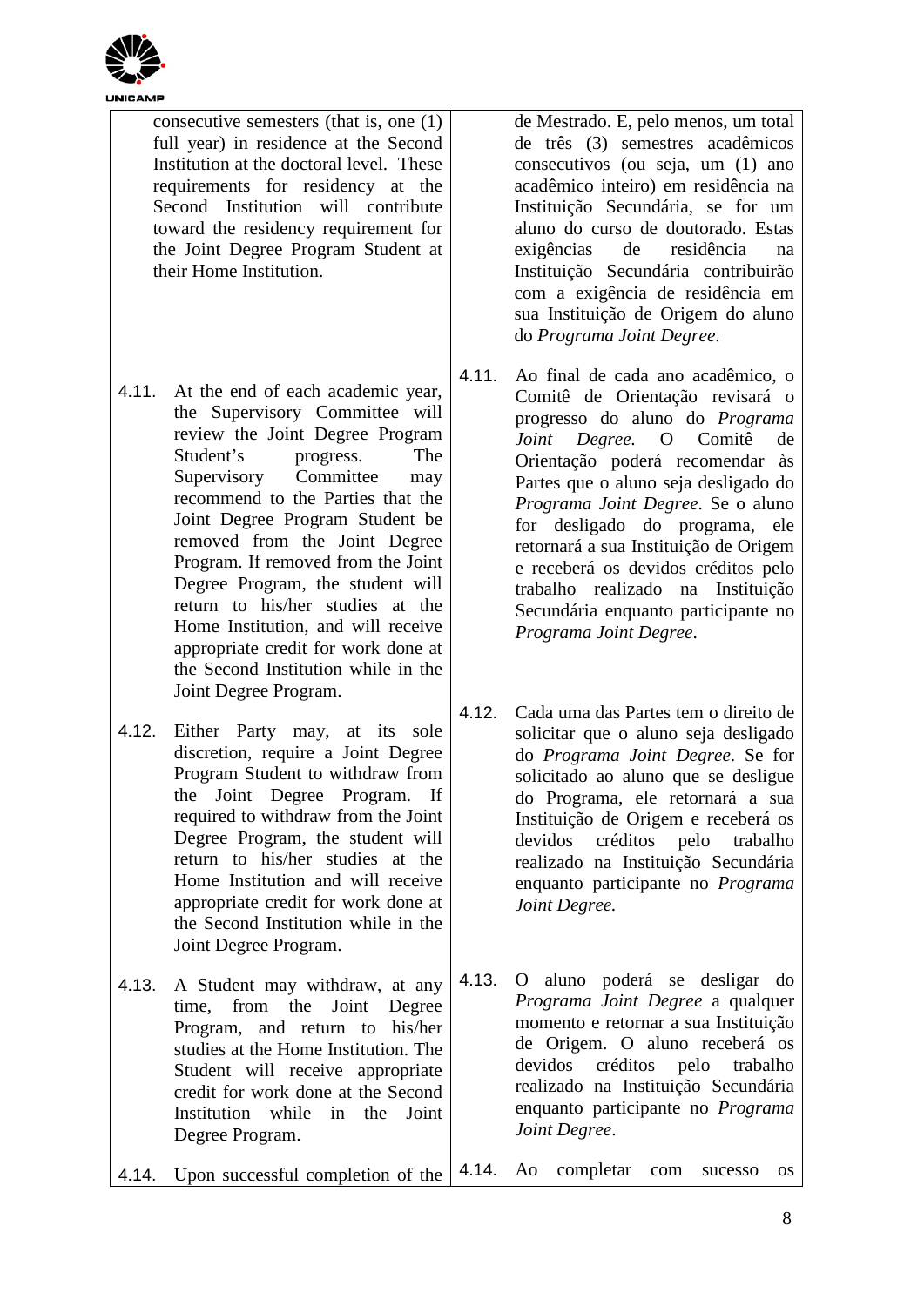| | |
|---|---|
| consecutive semesters (that is, one (1) full year) in residence at the Second Institution at the doctoral level. These requirements for residency at the Second Institution will contribute toward the residency requirement for the Joint Degree Program Student at their Home Institution. | de Mestrado. E, pelo menos, um total de três (3) semestres acadêmicos consecutivos (ou seja, um (1) ano acadêmico inteiro) em residência na Instituição Secundária, se for um aluno do curso de doutorado. Estas exigências de residência na Instituição Secundária contribuirão com a exigência de residência em sua Instituição de Origem do aluno do *Programa Joint Degree*. |
| 4.11. At the end of each academic year, the Supervisory Committee will review the Joint Degree Program Student's progress. The Supervisory Committee may recommend to the Parties that the Joint Degree Program Student be removed from the Joint Degree Program. If removed from the Joint Degree Program, the student will return to his/her studies at the Home Institution, and will receive appropriate credit for work done at the Second Institution while in the Joint Degree Program. | 4.11. Ao final de cada ano acadêmico, o Comitê de Orientação revisará o progresso do aluno do *Programa Joint Degree*. O Comitê de Orientação poderá recomendar às Partes que o aluno seja desligado do *Programa Joint Degree*. Se o aluno for desligado do programa, ele retornará a sua Instituição de Origem e receberá os devidos créditos pelo trabalho realizado na Instituição Secundária enquanto participante no *Programa Joint Degree*. |
| 4.12. Either Party may, at its sole discretion, require a Joint Degree Program Student to withdraw from the Joint Degree Program. If required to withdraw from the Joint Degree Program, the student will return to his/her studies at the Home Institution and will receive appropriate credit for work done at the Second Institution while in the Joint Degree Program. | 4.12. Cada uma das Partes tem o direito de solicitar que o aluno seja desligado do *Programa Joint Degree*. Se for solicitado ao aluno que se desligue do Programa, ele retornará a sua Instituição de Origem e receberá os devidos créditos pelo trabalho realizado na Instituição Secundária enquanto participante no *Programa Joint Degree.* |
| 4.13. A Student may withdraw, at any time, from the Joint Degree Program, and return to his/her studies at the Home Institution. The Student will receive appropriate credit for work done at the Second Institution while in the Joint Degree Program. | 4.13. O aluno poderá se desligar do *Programa Joint Degree* a qualquer momento e retornar a sua Instituição de Origem. O aluno receberá os devidos créditos pelo trabalho realizado na Instituição Secundária enquanto participante no *Programa Joint Degree*. |
| 4.14. Upon successful completion of the | 4.14. Ao completar com sucesso os |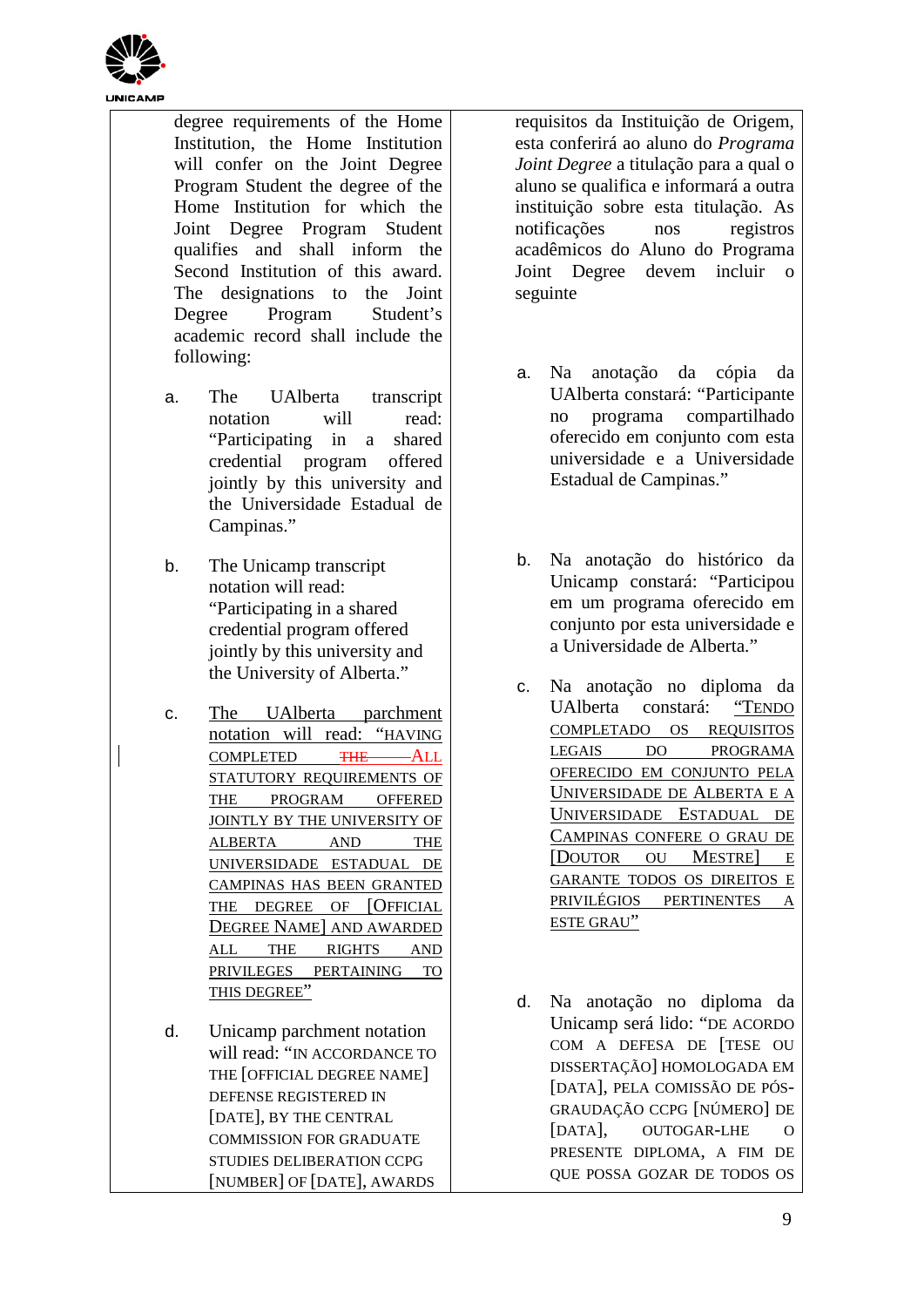| | |
|---|---|
| degree requirements of the Home Institution, the Home Institution will confer on the Joint Degree Program Student the degree of the Home Institution for which the Joint Degree Program Student qualifies and shall inform the Second Institution of this award. The designations to the Joint Degree Program Student's academic record shall include the following: | requisitos da Instituição de Origem, esta conferirá ao aluno do *Programa Joint Degree* a titulação para a qual o aluno se qualifica e informará a outra instituição sobre esta titulação. As notificações nos registros acadêmicos do Aluno do Programa Joint Degree devem incluir o seguinte |
| a. The UAlberta transcript notation will read: "Participating in a shared credential program offered jointly by this university and the Universidade Estadual de Campinas." | a. Na anotação da cópia da UAlberta constará: "Participante no programa compartilhado oferecido em conjunto com esta universidade e a Universidade Estadual de Campinas." |
| b. The Unicamp transcript notation will read: "Participating in a shared credential program offered jointly by this university and the University of Alberta." | b. Na anotação do histórico da Unicamp constará: "Participou em um programa oferecido em conjunto por esta universidade e a Universidade de Alberta." |
| c. The UAlberta parchment notation will read: "HAVING COMPLETED ~~THE~~ ALL STATUTORY REQUIREMENTS OF THE PROGRAM OFFERED JOINTLY BY THE UNIVERSITY OF ALBERTA AND THE UNIVERSIDADE ESTADUAL DE CAMPINAS HAS BEEN GRANTED THE DEGREE OF [OFFICIAL DEGREE NAME] AND AWARDED ALL THE RIGHTS AND PRIVILEGES PERTAINING TO THIS DEGREE" | c. Na anotação no diploma da UAlberta constará: "TENDO COMPLETADO OS REQUISITOS LEGAIS DO PROGRAMA OFERECIDO EM CONJUNTO PELA UNIVERSIDADE DE ALBERTA E A UNIVERSIDADE ESTADUAL DE CAMPINAS CONFERE O GRAU DE [DOUTOR OU MESTRE] E GARANTE TODOS OS DIREITOS E PRIVILÉGIOS PERTINENTES A ESTE GRAU" |
| d. Unicamp parchment notation will read: "IN ACCORDANCE TO THE [OFFICIAL DEGREE NAME] DEFENSE REGISTERED IN [DATE], BY THE CENTRAL COMMISSION FOR GRADUATE STUDIES DELIBERATION CCPG [NUMBER] OF [DATE], AWARDS | d. Na anotação no diploma da Unicamp será lido: "DE ACORDO COM A DEFESA DE [TESE OU DISSERTAÇÃO] HOMOLOGADA EM [DATA], PELA COMISSÃO DE PÓS-GRADUAÇÃO CCPG [NÚMERO] DE [DATA], OUTOGAR-LHE O PRESENTE DIPLOMA, A FIM DE QUE POSSA GOZAR DE TODOS OS |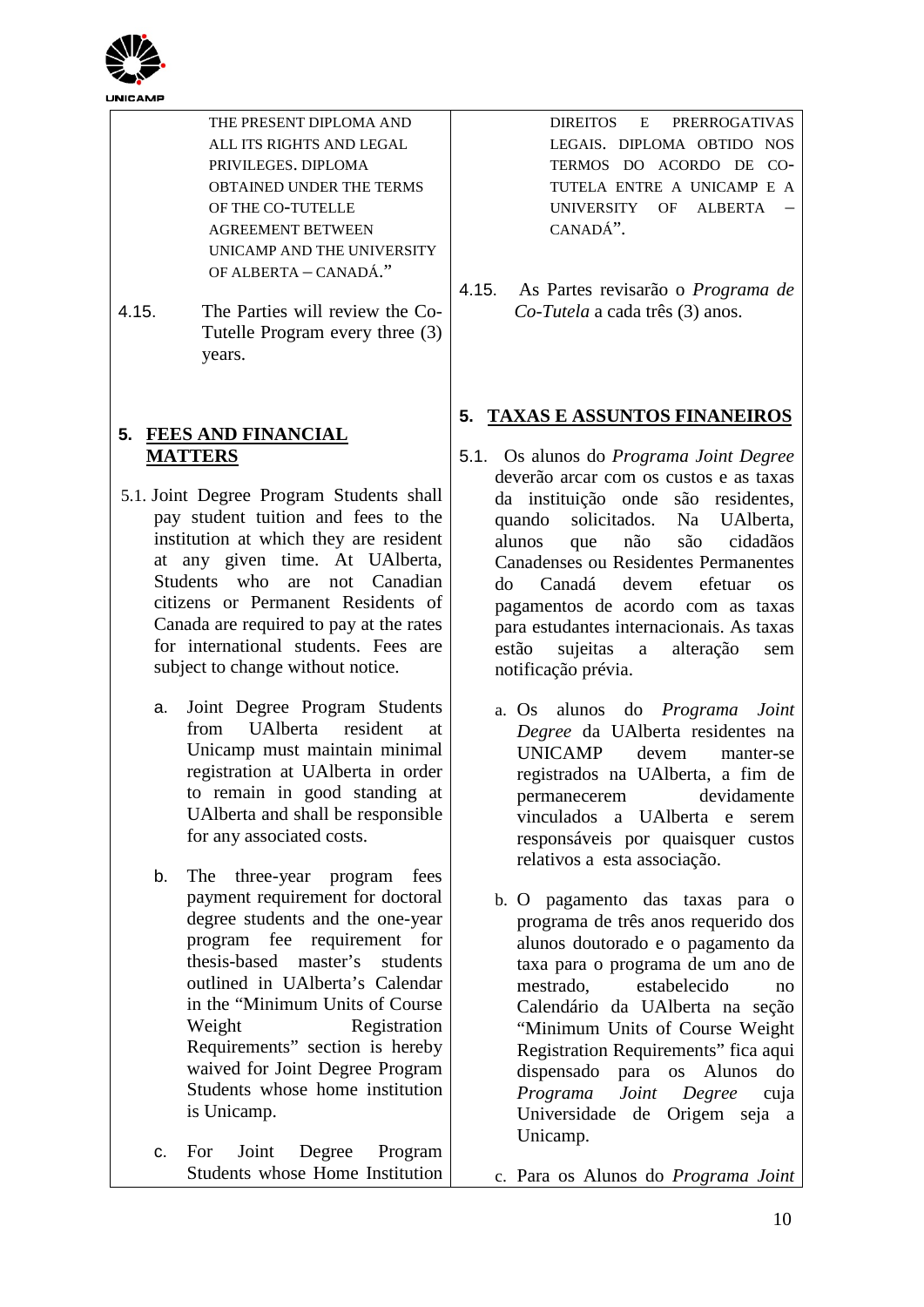| | |
|---|---|
| THE PRESENT DIPLOMA AND ALL ITS RIGHTS AND LEGAL PRIVILEGES. DIPLOMA OBTAINED UNDER THE TERMS OF THE CO-TUTELLE AGREEMENT BETWEEN UNICAMP AND THE UNIVERSITY OF ALBERTA – CANADÁ." | DIREITOS E PRERROGATIVAS LEGAIS. DIPLOMA OBTIDO NOS TERMOS DO ACORDO DE CO-TUTELA ENTRE A UNICAMP E A UNIVERSITY OF ALBERTA – CANADÁ". |
| 4.15. The Parties will review the Co-Tutelle Program every three (3) years. | 4.15. As Partes revisarão o *Programa de Co-Tutela* a cada três (3) anos. |
| **5. <u>FEES AND FINANCIAL MATTERS</u>** | **5. <u>TAXAS E ASSUNTOS FINANEIROS</u>** |
| 5.1. Joint Degree Program Students shall pay student tuition and fees to the institution at which they are resident at any given time. At UAlberta, Students who are not Canadian citizens or Permanent Residents of Canada are required to pay at the rates for international students. Fees are subject to change without notice. | 5.1. Os alunos do *Programa Joint Degree* deverão arcar com os custos e as taxas da instituição onde são residentes, quando solicitados. Na UAlberta, alunos que não são cidadãos Canadenses ou Residentes Permanentes do Canadá devem efetuar os pagamentos de acordo com as taxas para estudantes internacionais. As taxas estão sujeitas a alteração sem notificação prévia. |
| a. Joint Degree Program Students from UAlberta resident at Unicamp must maintain minimal registration at UAlberta in order to remain in good standing at UAlberta and shall be responsible for any associated costs. | a. Os alunos do *Programa Joint Degree* da UAlberta residentes na UNICAMP devem manter-se registrados na UAlberta, a fim de permanecerem devidamente vinculados a UAlberta e serem responsáveis por quaisquer custos relativos a esta associação. |
| b. The three-year program fees payment requirement for doctoral degree students and the one-year program fee requirement for thesis-based master's students outlined in UAlberta's Calendar in the "Minimum Units of Course Weight Registration Requirements" section is hereby waived for Joint Degree Program Students whose home institution is Unicamp. | b. O pagamento das taxas para o programa de três anos requerido dos alunos doutorado e o pagamento da taxa para o programa de um ano de mestrado, estabelecido no Calendário da UAlberta na seção "Minimum Units of Course Weight Registration Requirements" fica aqui dispensado para os Alunos do *Programa Joint Degree* cuja Universidade de Origem seja a Unicamp. |
| c. For Joint Degree Program Students whose Home Institution | c. Para os Alunos do *Programa Joint* |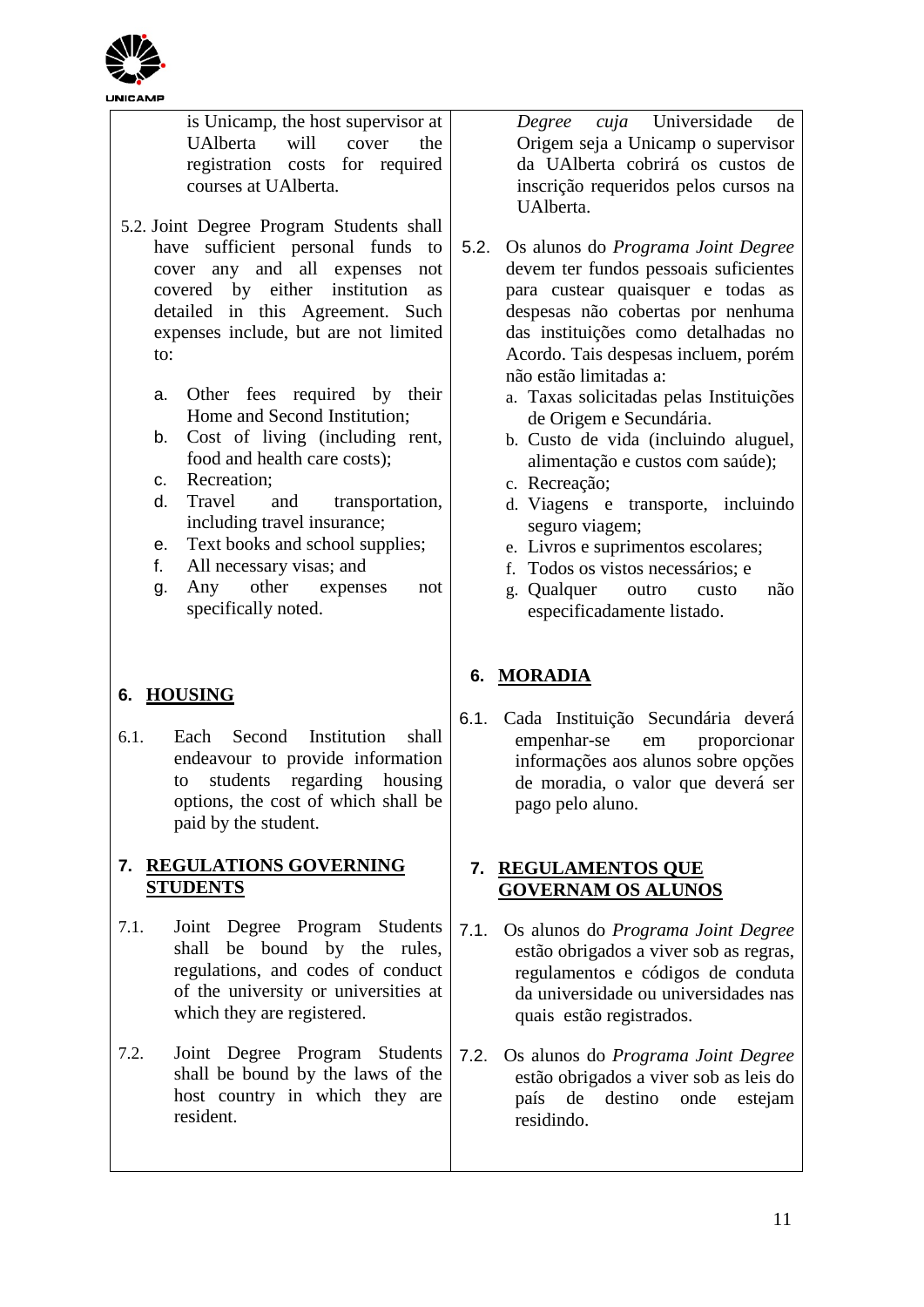is Unicamp, the host supervisor at UAlberta will cover the registration costs for required courses at UAlberta.

5.2. Joint Degree Program Students shall have sufficient personal funds to cover any and all expenses not covered by either institution as detailed in this Agreement. Such expenses include, but are not limited to:

a. Other fees required by their Home and Second Institution;
b. Cost of living (including rent, food and health care costs);
c. Recreation;
d. Travel and transportation, including travel insurance;
e. Text books and school supplies;
f. All necessary visas; and
g. Any other expenses not specifically noted.

## 6. HOUSING

6.1. Each Second Institution shall endeavour to provide information to students regarding housing options, the cost of which shall be paid by the student.

## 7. REGULATIONS GOVERNING STUDENTS

7.1. Joint Degree Program Students shall be bound by the rules, regulations, and codes of conduct of the university or universities at which they are registered.

7.2. Joint Degree Program Students shall be bound by the laws of the host country in which they are resident.

*Degree cuja* Universidade de Origem seja a Unicamp o supervisor da UAlberta cobrirá os custos de inscrição requeridos pelos cursos na UAlberta.

5.2. Os alunos do *Programa Joint Degree* devem ter fundos pessoais suficientes para custear quaisquer e todas as despesas não cobertas por nenhuma das instituições como detalhadas no Acordo. Tais despesas incluem, porém não estão limitadas a:

a. Taxas solicitadas pelas Instituições de Origem e Secundária.
b. Custo de vida (incluindo aluguel, alimentação e custos com saúde);
c. Recreação;
d. Viagens e transporte, incluindo seguro viagem;
e. Livros e suprimentos escolares;
f. Todos os vistos necessários; e
g. Qualquer outro custo não especificadamente listado.

## 6. MORADIA

6.1. Cada Instituição Secundária deverá empenhar-se em proporcionar informações aos alunos sobre opções de moradia, o valor que deverá ser pago pelo aluno.

## 7. REGULAMENTOS QUE GOVERNAM OS ALUNOS

7.1. Os alunos do *Programa Joint Degree* estão obrigados a viver sob as regras, regulamentos e códigos de conduta da universidade ou universidades nas quais estão registrados.

7.2. Os alunos do *Programa Joint Degree* estão obrigados a viver sob as leis do país de destino onde estejam residindo.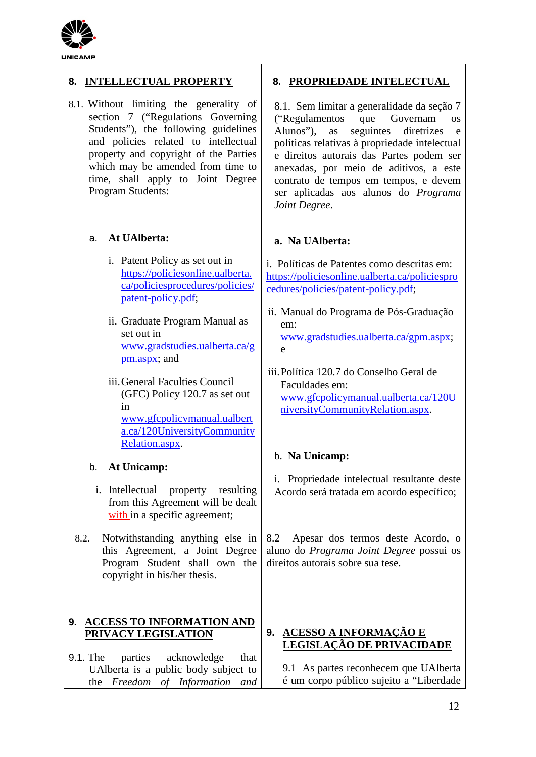UNICAMP

| | |
|---|---|
| **8. INTELLECTUAL PROPERTY** | **8. PROPRIEDADE INTELECTUAL** |
| 8.1. Without limiting the generality of section 7 ("Regulations Governing Students"), the following guidelines and policies related to intellectual property and copyright of the Parties which may be amended from time to time, shall apply to Joint Degree Program Students: | 8.1. Sem limitar a generalidade da seção 7 ("Regulamentos que Governam os Alunos"), as seguintes diretrizes e políticas relativas à propriedade intelectual e direitos autorais das Partes podem ser anexadas, por meio de aditivos, a este contrato de tempos em tempos, e devem ser aplicadas aos alunos do *Programa Joint Degree*. |
| a. **At UAlberta:** | a. **Na UAlberta:** |
| i. Patent Policy as set out in https://policiesonline.ualberta.ca/policiesprocedures/policies/patent-policy.pdf; | i. Políticas de Patentes como descritas em: https://policiesonline.ualberta.ca/policiesprocedures/policies/patent-policy.pdf; |
| ii. Graduate Program Manual as set out in www.gradstudies.ualberta.ca/gpm.aspx; and | ii. Manual do Programa de Pós-Graduação em: www.gradstudies.ualberta.ca/gpm.aspx; e |
| iii. General Faculties Council (GFC) Policy 120.7 as set out in www.gfcpolicymanual.ualberta.ca/120UniversityCommunityRelation.aspx. | iii. Política 120.7 do Conselho Geral de Faculdades em: www.gfcpolicymanual.ualberta.ca/120UniversityCommunityRelation.aspx. |
| b. **At Unicamp:** | b. **Na Unicamp:** |
| i. Intellectual property resulting from this Agreement will be dealt with in a specific agreement; | i. Propriedade intelectual resultante deste Acordo será tratada em acordo específico; |
| 8.2. Notwithstanding anything else in this Agreement, a Joint Degree Program Student shall own the copyright in his/her thesis. | 8.2 Apesar dos termos deste Acordo, o aluno do *Programa Joint Degree* possui os direitos autorais sobre sua tese. |
| **9. ACCESS TO INFORMATION AND PRIVACY LEGISLATION** | **9. ACESSO A INFORMAÇÃO E LEGISLAÇÃO DE PRIVACIDADE** |
| 9.1. The parties acknowledge that UAlberta is a public body subject to the *Freedom of Information and* | 9.1 As partes reconhecem que UAlberta é um corpo público sujeito a "Liberdade |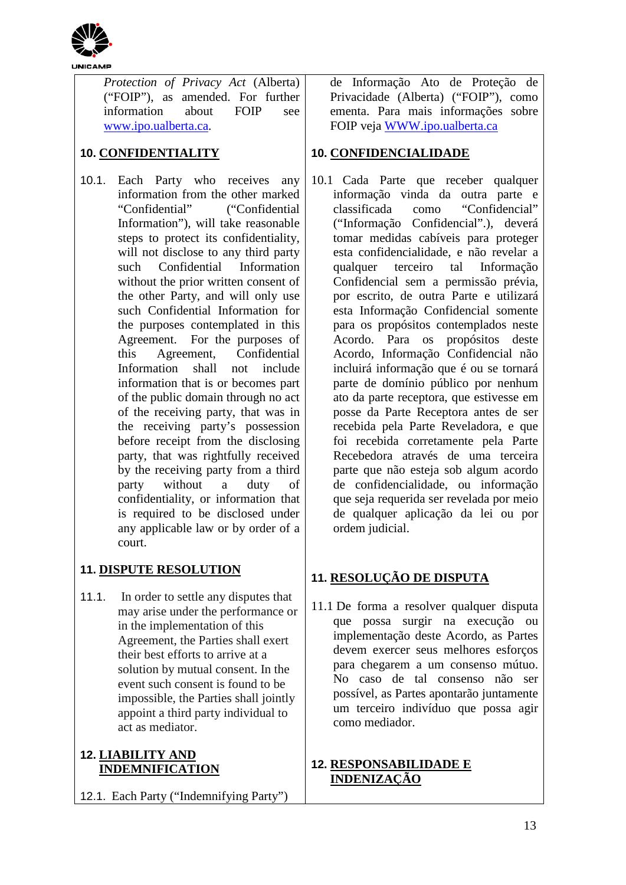| | |
|---|---|
| *Protection of Privacy Act* (Alberta) ("FOIP"), as amended. For further information about FOIP see www.ipo.ualberta.ca. | de Informação Ato de Proteção de Privacidade (Alberta) ("FOIP"), como ementa. Para mais informações sobre FOIP veja WWW.ipo.ualberta.ca |
| **10. CONFIDENTIALITY** | **10. CONFIDENCIALIDADE** |
| 10.1. Each Party who receives any information from the other marked "Confidential" ("Confidential Information"), will take reasonable steps to protect its confidentiality, will not disclose to any third party such Confidential Information without the prior written consent of the other Party, and will only use such Confidential Information for the purposes contemplated in this Agreement. For the purposes of this Agreement, Confidential Information shall not include information that is or becomes part of the public domain through no act of the receiving party, that was in the receiving party's possession before receipt from the disclosing party, that was rightfully received by the receiving party from a third party without a duty of confidentiality, or information that is required to be disclosed under any applicable law or by order of a court. | 10.1 Cada Parte que receber qualquer informação vinda da outra parte e classificada como "Confidencial" ("Informação Confidencial".), deverá tomar medidas cabíveis para proteger esta confidencialidade, e não revelar a qualquer terceiro tal Informação Confidencial sem a permissão prévia, por escrito, de outra Parte e utilizará esta Informação Confidencial somente para os propósitos contemplados neste Acordo. Para os propósitos deste Acordo, Informação Confidencial não incluirá informação que é ou se tornará parte de domínio público por nenhum ato da parte receptora, que estivesse em posse da Parte Receptora antes de ser recebida pela Parte Reveladora, e que foi recebida corretamente pela Parte Recebedora através de uma terceira parte que não esteja sob algum acordo de confidencialidade, ou informação que seja requerida ser revelada por meio de qualquer aplicação da lei ou por ordem judicial. |
| **11. DISPUTE RESOLUTION** | **11. RESOLUÇÃO DE DISPUTA** |
| 11.1. In order to settle any disputes that may arise under the performance or in the implementation of this Agreement, the Parties shall exert their best efforts to arrive at a solution by mutual consent. In the event such consent is found to be impossible, the Parties shall jointly appoint a third party individual to act as mediator. | 11.1 De forma a resolver qualquer disputa que possa surgir na execução ou implementação deste Acordo, as Partes devem exercer seus melhores esforços para chegarem a um consenso mútuo. No caso de tal consenso não ser possível, as Partes apontarão juntamente um terceiro indivíduo que possa agir como mediador. |
| **12. LIABILITY AND INDEMNIFICATION** | **12. RESPONSABILIDADE E INDENIZAÇÃO** |
| 12.1. Each Party ("Indemnifying Party") | |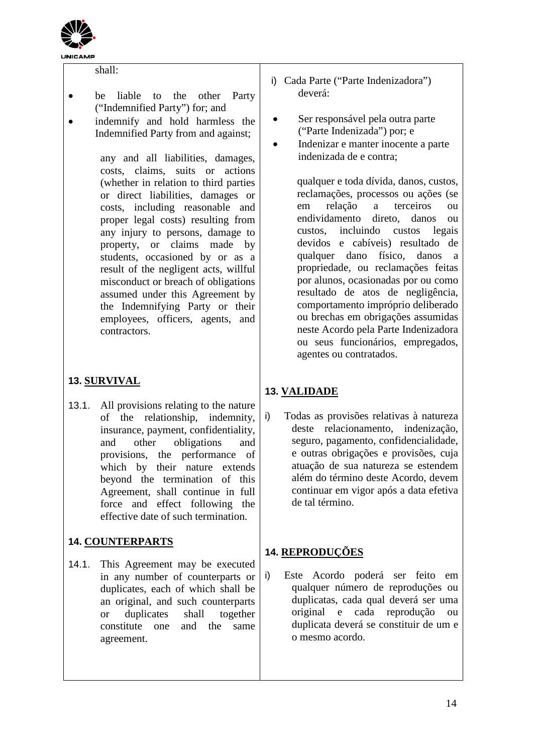| | |
|---|---|
| shall:<br><br>• be liable to the other Party ("Indemnified Party") for; and<br>• indemnify and hold harmless the Indemnified Party from and against;<br><br>any and all liabilities, damages, costs, claims, suits or actions (whether in relation to third parties or direct liabilities, damages or costs, including reasonable and proper legal costs) resulting from any injury to persons, damage to property, or claims made by students, occasioned by or as a result of the negligent acts, willful misconduct or breach of obligations assumed under this Agreement by the Indemnifying Party or their employees, officers, agents, and contractors. | i) Cada Parte ("Parte Indenizadora") deverá:<br><br>• Ser responsável pela outra parte ("Parte Indenizada") por; e<br>• Indenizar e manter inocente a parte indenizada de e contra;<br><br>qualquer e toda dívida, danos, custos, reclamações, processos ou ações (se em relação a terceiros ou endividamento direto, danos ou custos, incluindo custos legais devidos e cabíveis) resultado de qualquer dano físico, danos a propriedade, ou reclamações feitas por alunos, ocasionadas por ou como resultado de atos de negligência, comportamento impróprio deliberado ou brechas em obrigações assumidas neste Acordo pela Parte Indenizadora ou seus funcionários, empregados, agentes ou contratados. |
| **13. SURVIVAL**<br><br>13.1. All provisions relating to the nature of the relationship, indemnity, insurance, payment, confidentiality, and other obligations and provisions, the performance of which by their nature extends beyond the termination of this Agreement, shall continue in full force and effect following the effective date of such termination. | **13. VALIDADE**<br><br>i) Todas as provisões relativas à natureza deste relacionamento, indenização, seguro, pagamento, confidencialidade, e outras obrigações e provisões, cuja atuação de sua natureza se estendem além do término deste Acordo, devem continuar em vigor após a data efetiva de tal término. |
| **14. COUNTERPARTS**<br><br>14.1. This Agreement may be executed in any number of counterparts or duplicates, each of which shall be an original, and such counterparts or duplicates shall together constitute one and the same agreement. | **14. REPRODUÇÕES**<br><br>i) Este Acordo poderá ser feito em qualquer número de reproduções ou duplicatas, cada qual deverá ser uma original e cada reprodução ou duplicata deverá se constituir de um e o mesmo acordo. |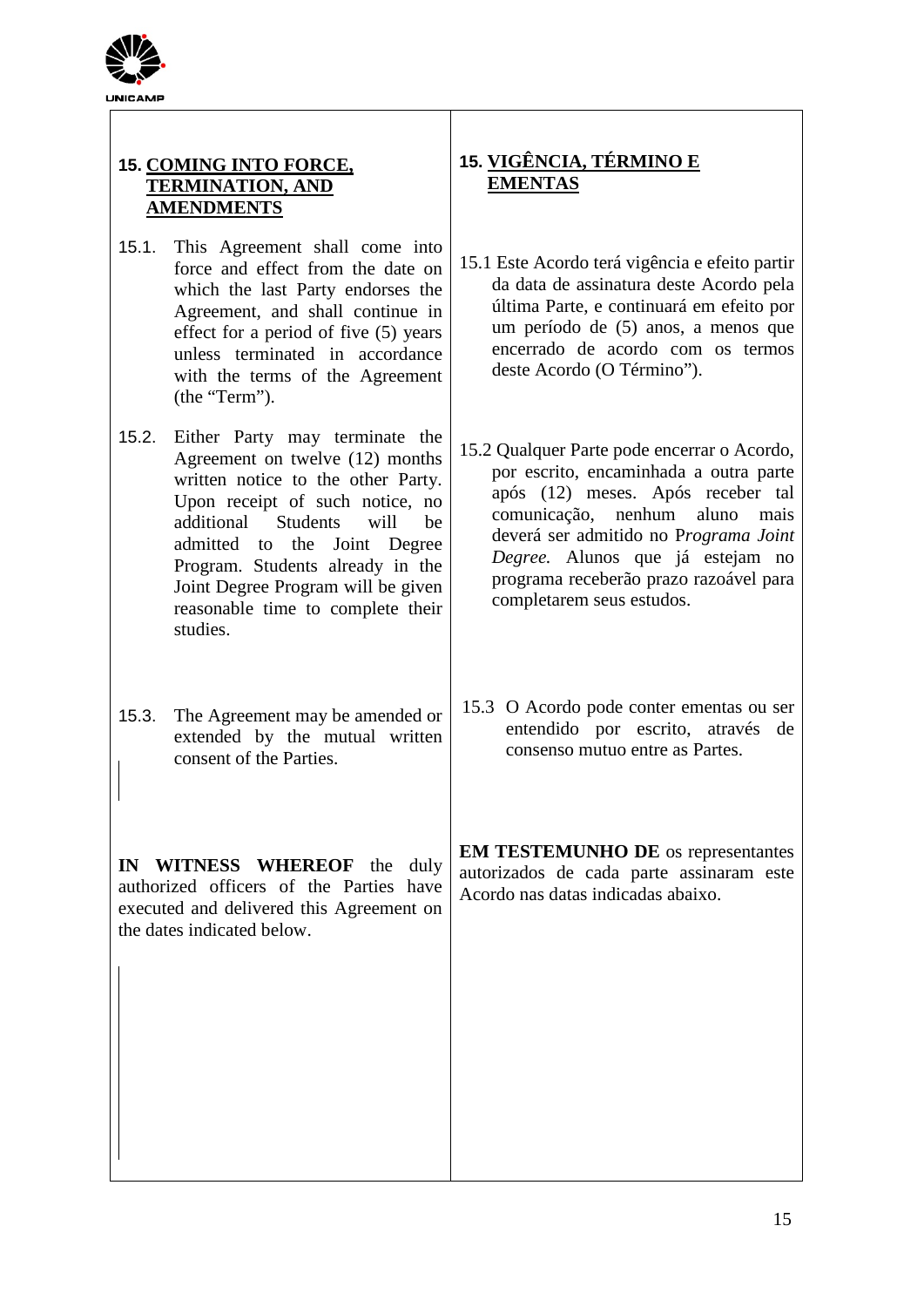## 15. COMING INTO FORCE, TERMINATION, AND AMENDMENTS

15.1. This Agreement shall come into force and effect from the date on which the last Party endorses the Agreement, and shall continue in effect for a period of five (5) years unless terminated in accordance with the terms of the Agreement (the “Term”).

15.2. Either Party may terminate the Agreement on twelve (12) months written notice to the other Party. Upon receipt of such notice, no additional Students will be admitted to the Joint Degree Program. Students already in the Joint Degree Program will be given reasonable time to complete their studies.

15.3. The Agreement may be amended or extended by the mutual written consent of the Parties.

**IN WITNESS WHEREOF** the duly authorized officers of the Parties have executed and delivered this Agreement on the dates indicated below.

## 15. VIGÊNCIA, TÉRMINO E EMENTAS

15.1 Este Acordo terá vigência e efeito partir da data de assinatura deste Acordo pela última Parte, e continuará em efeito por um período de (5) anos, a menos que encerrado de acordo com os termos deste Acordo (O Término”).

15.2 Qualquer Parte pode encerrar o Acordo, por escrito, encaminhada a outra parte após (12) meses. Após receber tal comunicação, nenhum aluno mais deverá ser admitido no P*rograma Joint Degree.* Alunos que já estejam no programa receberão prazo razoável para completarem seus estudos.

15.3 O Acordo pode conter ementas ou ser entendido por escrito, através de consenso mutuo entre as Partes.

**EM TESTEMUNHO DE** os representantes autorizados de cada parte assinaram este Acordo nas datas indicadas abaixo.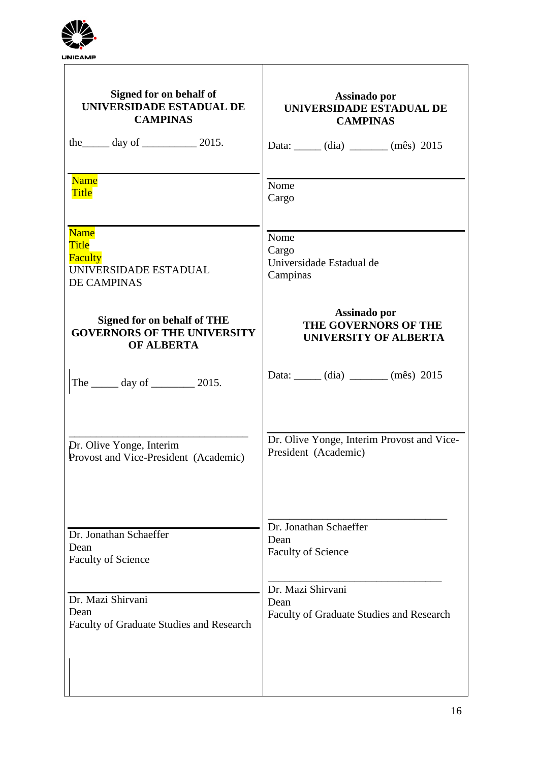UNICAMP

| **Signed for on behalf of UNIVERSIDADE ESTADUAL DE CAMPINAS** | **Assinado por UNIVERSIDADE ESTADUAL DE CAMPINAS** |
|---|---|
| the_____ day of __________ 2015. | Data: _____ (dia) _______ (mês) 2015 |
| Name<br>Title | Nome<br>Cargo |
| Name<br>Title<br>Faculty<br>UNIVERSIDADE ESTADUAL DE CAMPINAS | Nome<br>Cargo<br>Universidade Estadual de Campinas |
| **Signed for on behalf of THE GOVERNORS OF THE UNIVERSITY OF ALBERTA** | **Assinado por THE GOVERNORS OF THE UNIVERSITY OF ALBERTA** |
| The _____ day of ________ 2015. | Data: _____ (dia) _______ (mês) 2015 |
| _________________________________<br>Dr. Olive Yonge, Interim Provost and Vice-President (Academic) | Dr. Olive Yonge, Interim Provost and Vice-President (Academic) |
| Dr. Jonathan Schaeffer<br>Dean<br>Faculty of Science | _________________________________<br>Dr. Jonathan Schaeffer<br>Dean<br>Faculty of Science |
| Dr. Mazi Shirvani<br>Dean<br>Faculty of Graduate Studies and Research | _________________________________<br>Dr. Mazi Shirvani<br>Dean<br>Faculty of Graduate Studies and Research |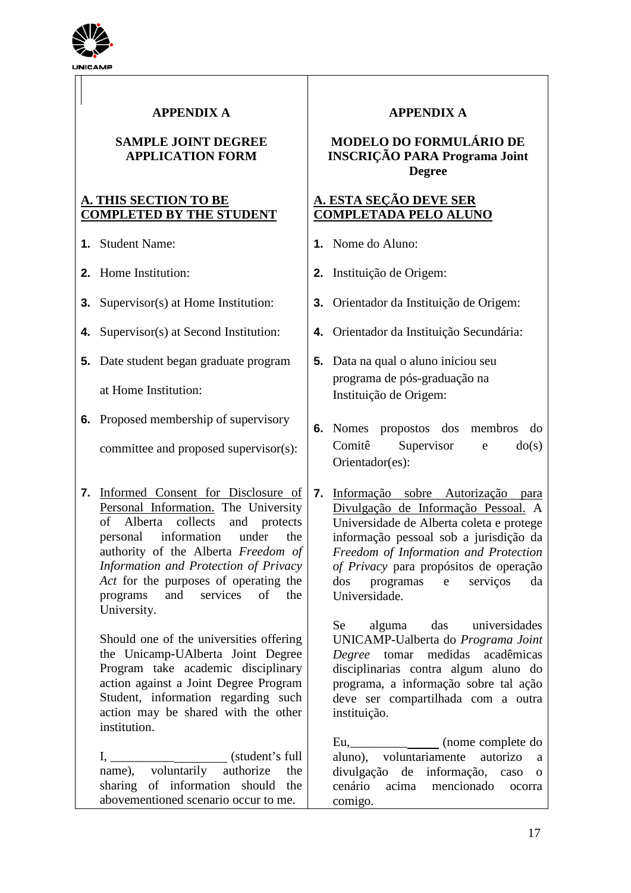UNICAMP

## APPENDIX A

### SAMPLE JOINT DEGREE APPLICATION FORM

**A. THIS SECTION TO BE COMPLETED BY THE STUDENT**

1. Student Name:
2. Home Institution:
3. Supervisor(s) at Home Institution:
4. Supervisor(s) at Second Institution:
5. Date student began graduate program at Home Institution:
6. Proposed membership of supervisory committee and proposed supervisor(s):
7. Informed Consent for Disclosure of Personal Information. The University of Alberta collects and protects personal information under the authority of the Alberta *Freedom of Information and Protection of Privacy Act* for the purposes of operating the programs and services of the University.

   Should one of the universities offering the Unicamp-UAlberta Joint Degree Program take academic disciplinary action against a Joint Degree Program Student, information regarding such action may be shared with the other institution.

   I, ___________________ (student's full name), voluntarily authorize the sharing of information should the abovementioned scenario occur to me.

## APPENDIX A

### MODELO DO FORMULÁRIO DE INSCRIÇÃO PARA Programa Joint Degree

**A. ESTA SEÇÃO DEVE SER COMPLETADA PELO ALUNO**

1. Nome do Aluno:
2. Instituição de Origem:
3. Orientador da Instituição de Origem:
4. Orientador da Instituição Secundária:
5. Data na qual o aluno iniciou seu programa de pós-graduação na Instituição de Origem:
6. Nomes propostos dos membros do Comitê Supervisor e do(s) Orientador(es):
7. Informação sobre Autorização para Divulgação de Informação Pessoal. A Universidade de Alberta coleta e protege informação pessoal sob a jurisdição da *Freedom of Information and Protection of Privacy* para propósitos de operação dos programas e serviços da Universidade.

   Se alguma das universidades UNICAMP-Ualberta do *Programa Joint Degree* tomar medidas acadêmicas disciplinarias contra algum aluno do programa, a informação sobre tal ação deve ser compartilhada com a outra instituição.

   Eu,______________ (nome complete do aluno), voluntariamente autorizo a divulgação de informação, caso o cenário acima mencionado ocorra comigo.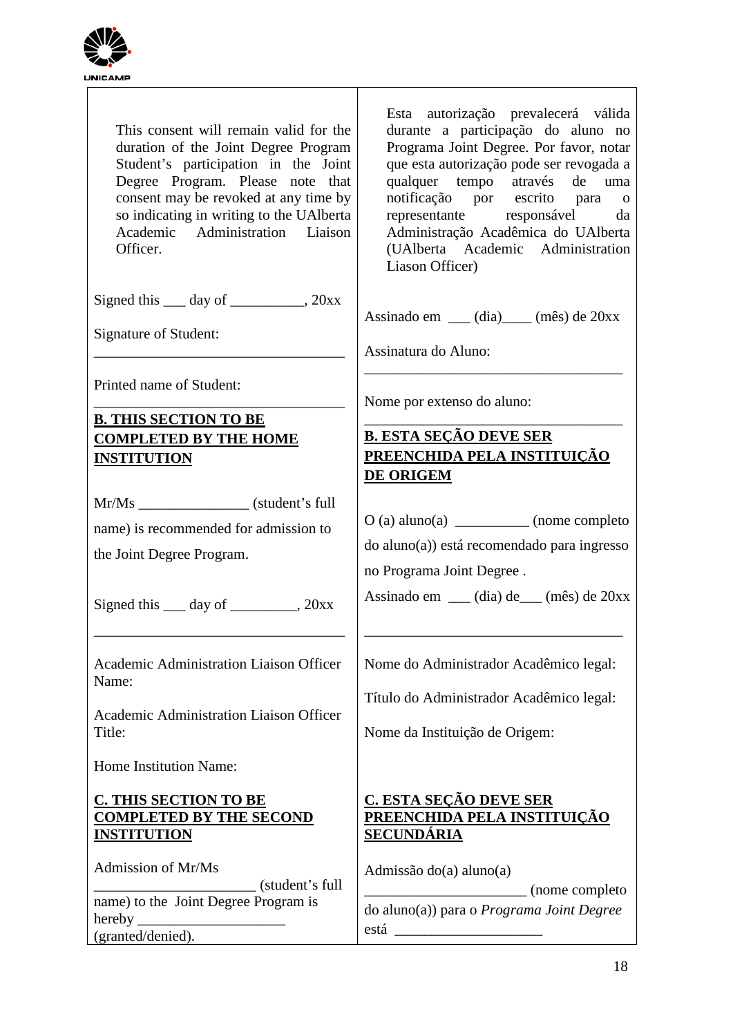| | |
|---|---|
| This consent will remain valid for the duration of the Joint Degree Program Student's participation in the Joint Degree Program. Please note that consent may be revoked at any time by so indicating in writing to the UAlberta Academic Administration Liaison Officer. | Esta autorização prevalecerá válida durante a participação do aluno no Programa Joint Degree. Por favor, notar que esta autorização pode ser revogada a qualquer tempo através de uma notificação por escrito para o representante responsável da Administração Acadêmica do UAlberta (UAlberta Academic Administration Liason Officer) |
| Signed this ___ day of __________, 20xx<br><br>Signature of Student:<br><br>___________________________________<br><br>Printed name of Student:<br><br>___________________________________ | Assinado em ___ (dia)____ (mês) de 20xx<br><br>Assinatura do Aluno:<br><br>___________________________________<br><br>Nome por extenso do aluno:<br><br>___________________________________ |
| **B. THIS SECTION TO BE COMPLETED BY THE HOME INSTITUTION** | **B. ESTA SEÇÃO DEVE SER PREENCHIDA PELA INSTITUIÇÃO DE ORIGEM** |
| Mr/Ms _______________ (student's full name) is recommended for admission to the Joint Degree Program.<br><br>Signed this ___ day of _________, 20xx<br><br>___________________________________<br><br>Academic Administration Liaison Officer Name:<br><br>Academic Administration Liaison Officer Title:<br><br>Home Institution Name: | O (a) aluno(a) __________ (nome completo do aluno(a)) está recomendado para ingresso no Programa Joint Degree .<br><br>Assinado em ___ (dia) de___ (mês) de 20xx<br><br>___________________________________<br><br>Nome do Administrador Acadêmico legal:<br><br>Título do Administrador Acadêmico legal:<br><br>Nome da Instituição de Origem: |
| **C. THIS SECTION TO BE COMPLETED BY THE SECOND INSTITUTION** | **C. ESTA SEÇÃO DEVE SER PREENCHIDA PELA INSTITUIÇÃO SECUNDÁRIA** |
| Admission of Mr/Ms ______________________ (student's full name) to the Joint Degree Program is hereby ____________________ (granted/denied). | Admissão do(a) aluno(a) ______________________ (nome completo do aluno(a)) para o *Programa Joint Degree* está ____________________ |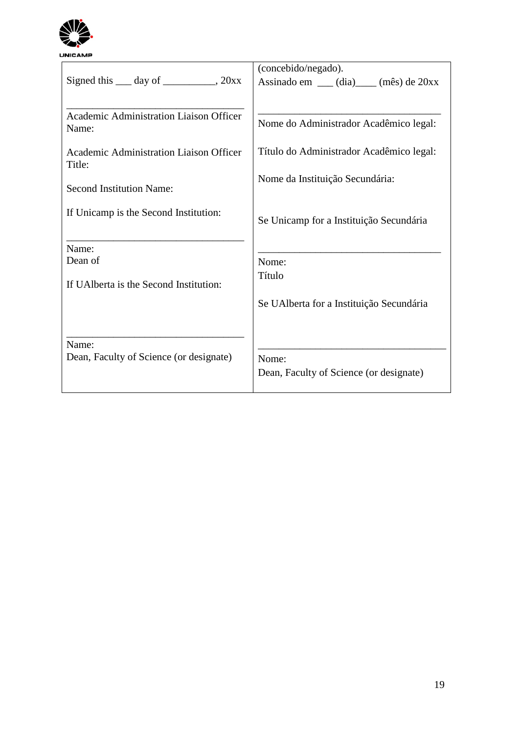| Signed this ___ day of __________, 20xx<br><br>___________________________________<br>Academic Administration Liaison Officer Name:<br><br>Academic Administration Liaison Officer Title:<br><br>Second Institution Name:<br><br>If Unicamp is the Second Institution:<br><br>___________________________________<br>Name:<br>Dean of<br><br>If UAlberta is the Second Institution:<br><br>___________________________________<br>Name:<br>Dean, Faculty of Science (or designate) | (concebido/negado).<br>Assinado em ___ (dia)____ (mês) de 20xx<br><br>___________________________________<br>Nome do Administrador Acadêmico legal:<br><br>Título do Administrador Acadêmico legal:<br><br>Nome da Instituição Secundária:<br><br>Se Unicamp for a Instituição Secundária<br><br>___________________________________<br>Nome:<br>Título<br><br>Se UAlberta for a Instituição Secundária<br><br>___________________________________<br>Nome:<br>Dean, Faculty of Science (or designate) |
|---|---|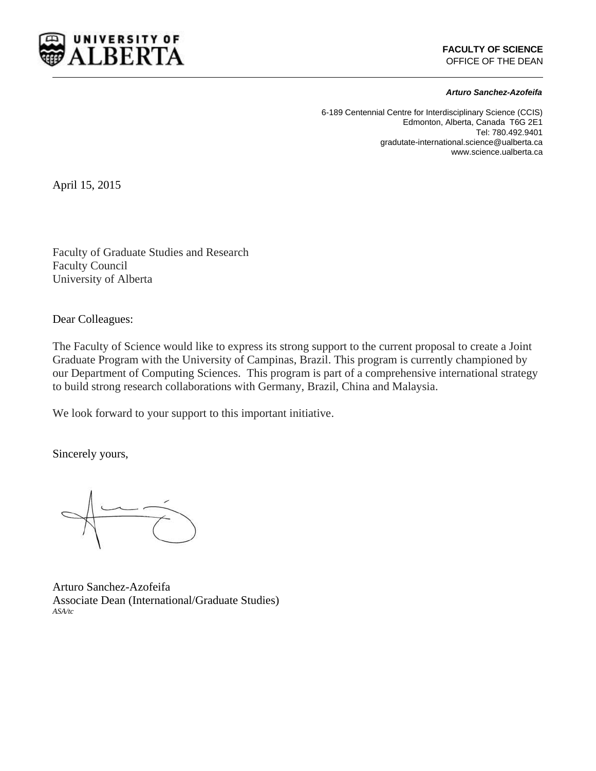UNIVERSITY OF ALBERTA

**FACULTY OF SCIENCE**
OFFICE OF THE DEAN

***Arturo Sanchez-Azofeifa***

6-189 Centennial Centre for Interdisciplinary Science (CCIS)
Edmonton, Alberta, Canada T6G 2E1
Tel: 780.492.9401
gradutate-international.science@ualberta.ca
www.science.ualberta.ca

April 15, 2015

Faculty of Graduate Studies and Research
Faculty Council
University of Alberta

Dear Colleagues:

The Faculty of Science would like to express its strong support to the current proposal to create a Joint Graduate Program with the University of Campinas, Brazil. This program is currently championed by our Department of Computing Sciences. This program is part of a comprehensive international strategy to build strong research collaborations with Germany, Brazil, China and Malaysia.

We look forward to your support to this important initiative.

Sincerely yours,

Arturo Sanchez-Azofeifa
Associate Dean (International/Graduate Studies)
*ASA/tc*